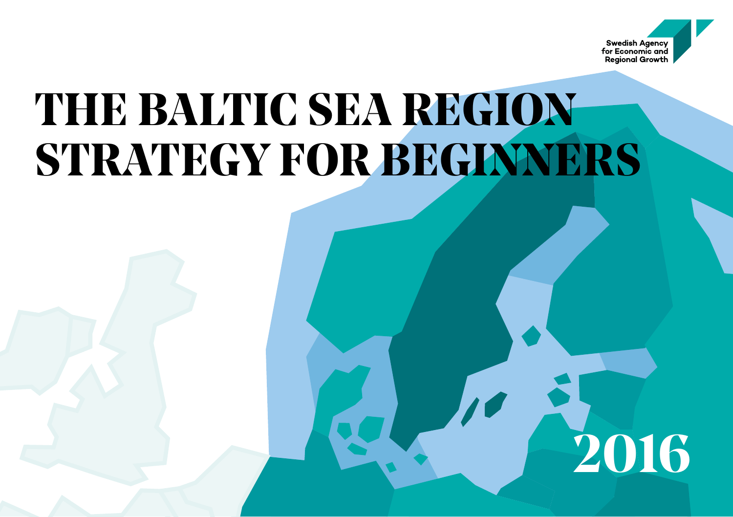Swedish Agency for Economic and Regional Growth

# THE BALTIC SEA REGION STRATEGY FOR BEGINNERS

2016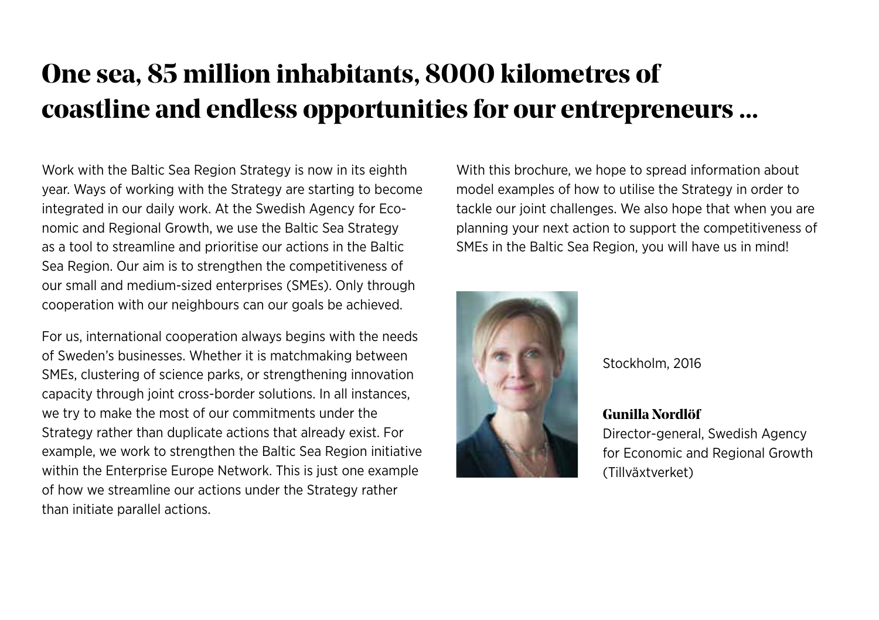# One sea, 85 million inhabitants, 8000 kilometres of coastline and endless opportunities for our entrepreneurs ...

Work with the Baltic Sea Region Strategy is now in its eighth year. Ways of working with the Strategy are starting to become integrated in our daily work. At the Swedish Agency for Economic and Regional Growth, we use the Baltic Sea Strategy as a tool to streamline and prioritise our actions in the Baltic Sea Region. Our aim is to strengthen the competitiveness of our small and medium-sized enterprises (SMEs). Only through cooperation with our neighbours can our goals be achieved.

For us, international cooperation always begins with the needs of Sweden's businesses. Whether it is matchmaking between SMEs, clustering of science parks, or strengthening innovation capacity through joint cross-border solutions. In all instances, we try to make the most of our commitments under the Strategy rather than duplicate actions that already exist. For example, we work to strengthen the Baltic Sea Region initiative within the Enterprise Europe Network. This is just one example of how we streamline our actions under the Strategy rather than initiate parallel actions.

With this brochure, we hope to spread information about model examples of how to utilise the Strategy in order to tackle our joint challenges. We also hope that when you are planning your next action to support the competitiveness of SMEs in the Baltic Sea Region, you will have us in mind!

Stockholm, 2016

**Gunilla Nordlöf**
Director-general, Swedish Agency for Economic and Regional Growth (Tillväxtverket)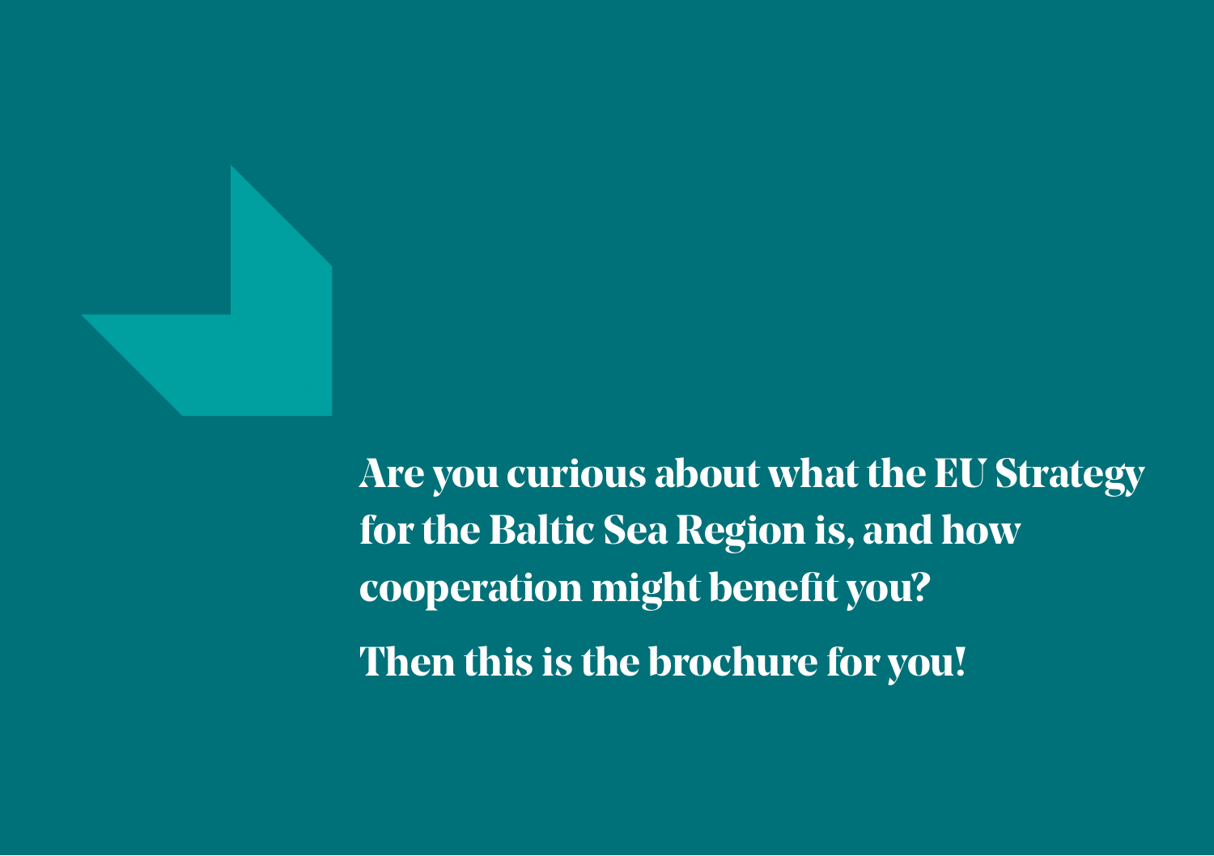**Are you curious about what the EU Strategy for the Baltic Sea Region is, and how cooperation might benefit you?**

**Then this is the brochure for you!**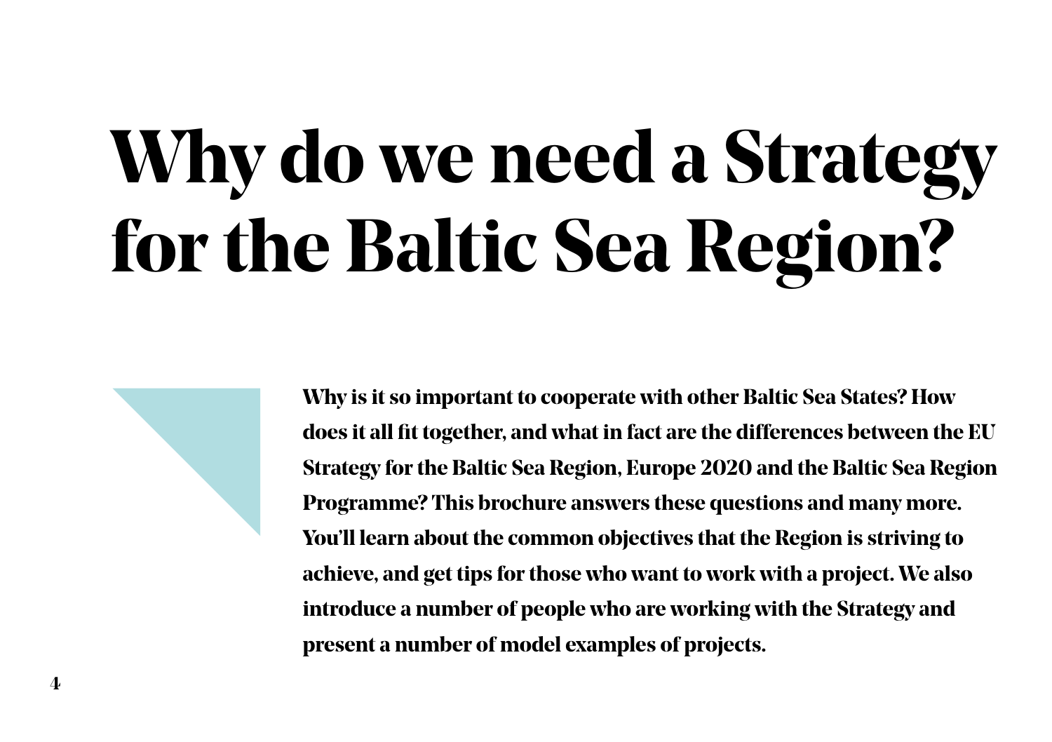# Why do we need a Strategy for the Baltic Sea Region?

**Why is it so important to cooperate with other Baltic Sea States? How does it all fit together, and what in fact are the differences between the EU Strategy for the Baltic Sea Region, Europe 2020 and the Baltic Sea Region Programme? This brochure answers these questions and many more. You'll learn about the common objectives that the Region is striving to achieve, and get tips for those who want to work with a project. We also introduce a number of people who are working with the Strategy and present a number of model examples of projects.**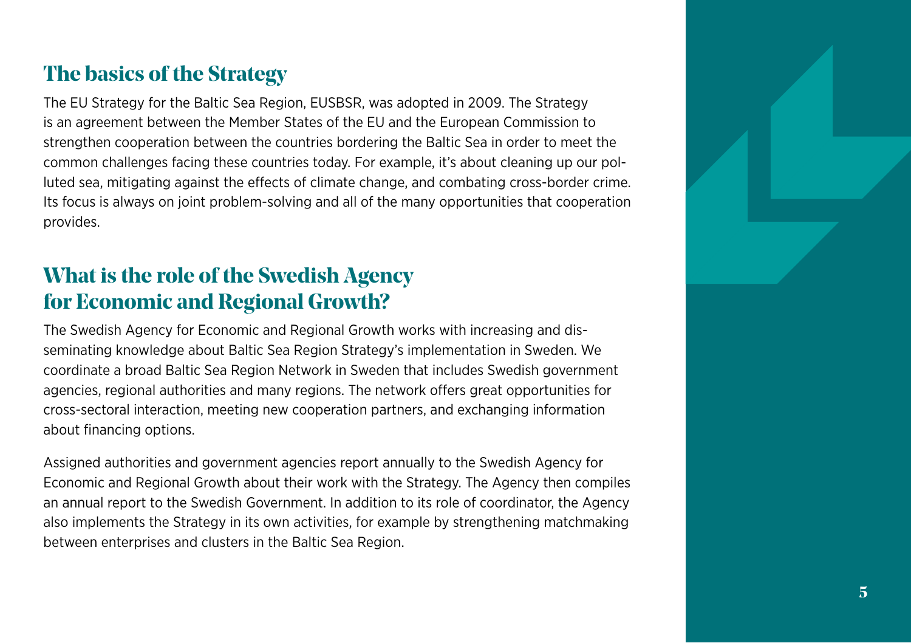## The basics of the Strategy

The EU Strategy for the Baltic Sea Region, EUSBSR, was adopted in 2009. The Strategy is an agreement between the Member States of the EU and the European Commission to strengthen cooperation between the countries bordering the Baltic Sea in order to meet the common challenges facing these countries today. For example, it's about cleaning up our polluted sea, mitigating against the effects of climate change, and combating cross-border crime. Its focus is always on joint problem-solving and all of the many opportunities that cooperation provides.

## What is the role of the Swedish Agency for Economic and Regional Growth?

The Swedish Agency for Economic and Regional Growth works with increasing and disseminating knowledge about Baltic Sea Region Strategy's implementation in Sweden. We coordinate a broad Baltic Sea Region Network in Sweden that includes Swedish government agencies, regional authorities and many regions. The network offers great opportunities for cross-sectoral interaction, meeting new cooperation partners, and exchanging information about financing options.

Assigned authorities and government agencies report annually to the Swedish Agency for Economic and Regional Growth about their work with the Strategy. The Agency then compiles an annual report to the Swedish Government. In addition to its role of coordinator, the Agency also implements the Strategy in its own activities, for example by strengthening matchmaking between enterprises and clusters in the Baltic Sea Region.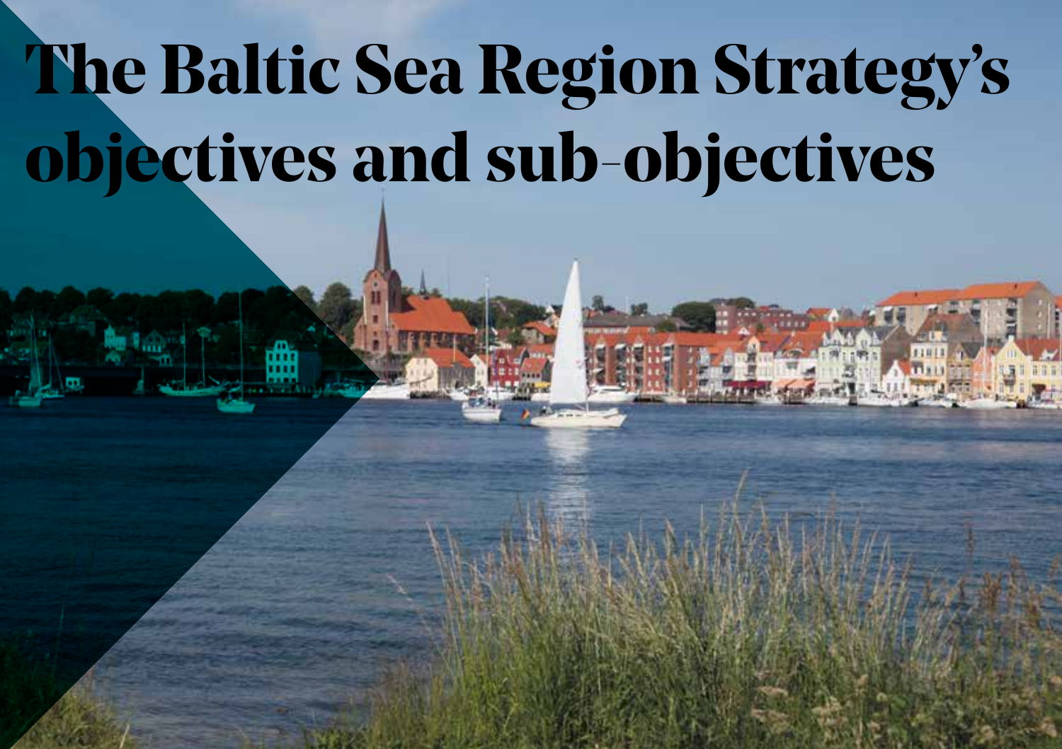# The Baltic Sea Region Strategy's objectives and sub-objectives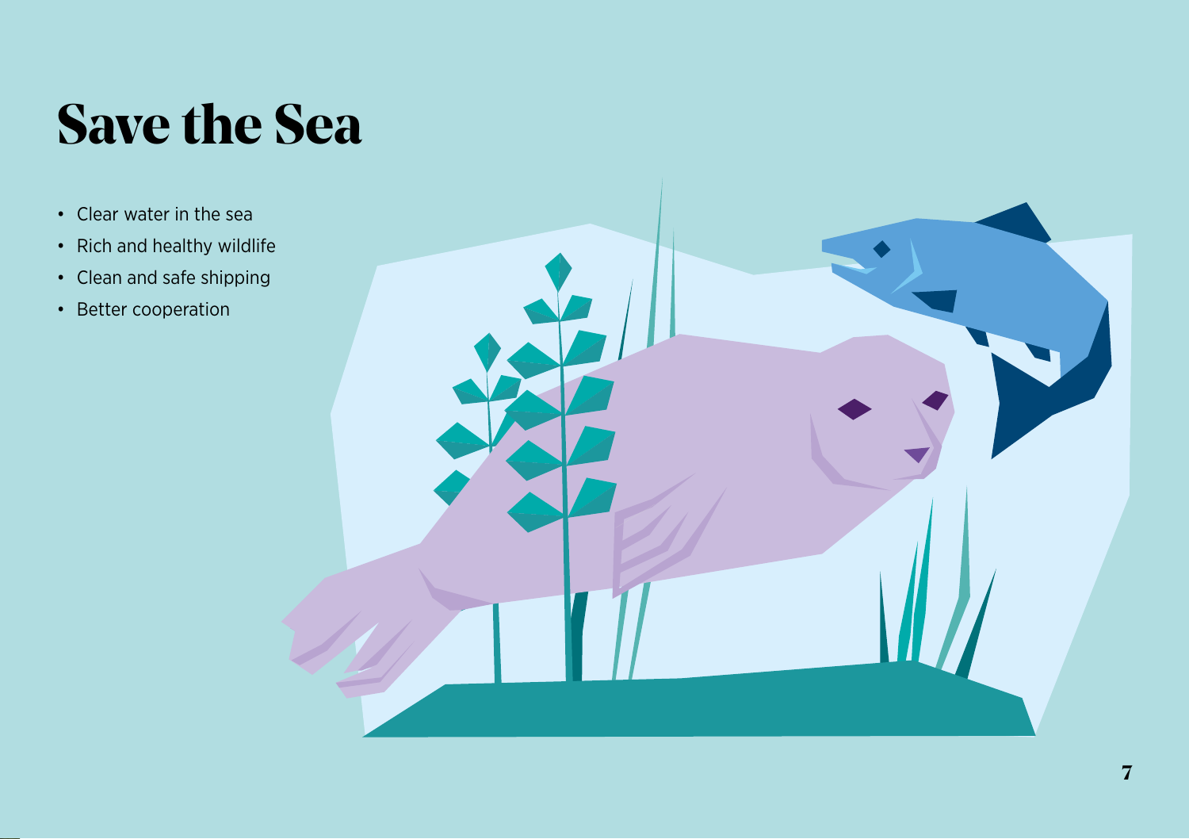# Save the Sea

- Clear water in the sea
- Rich and healthy wildlife
- Clean and safe shipping
- Better cooperation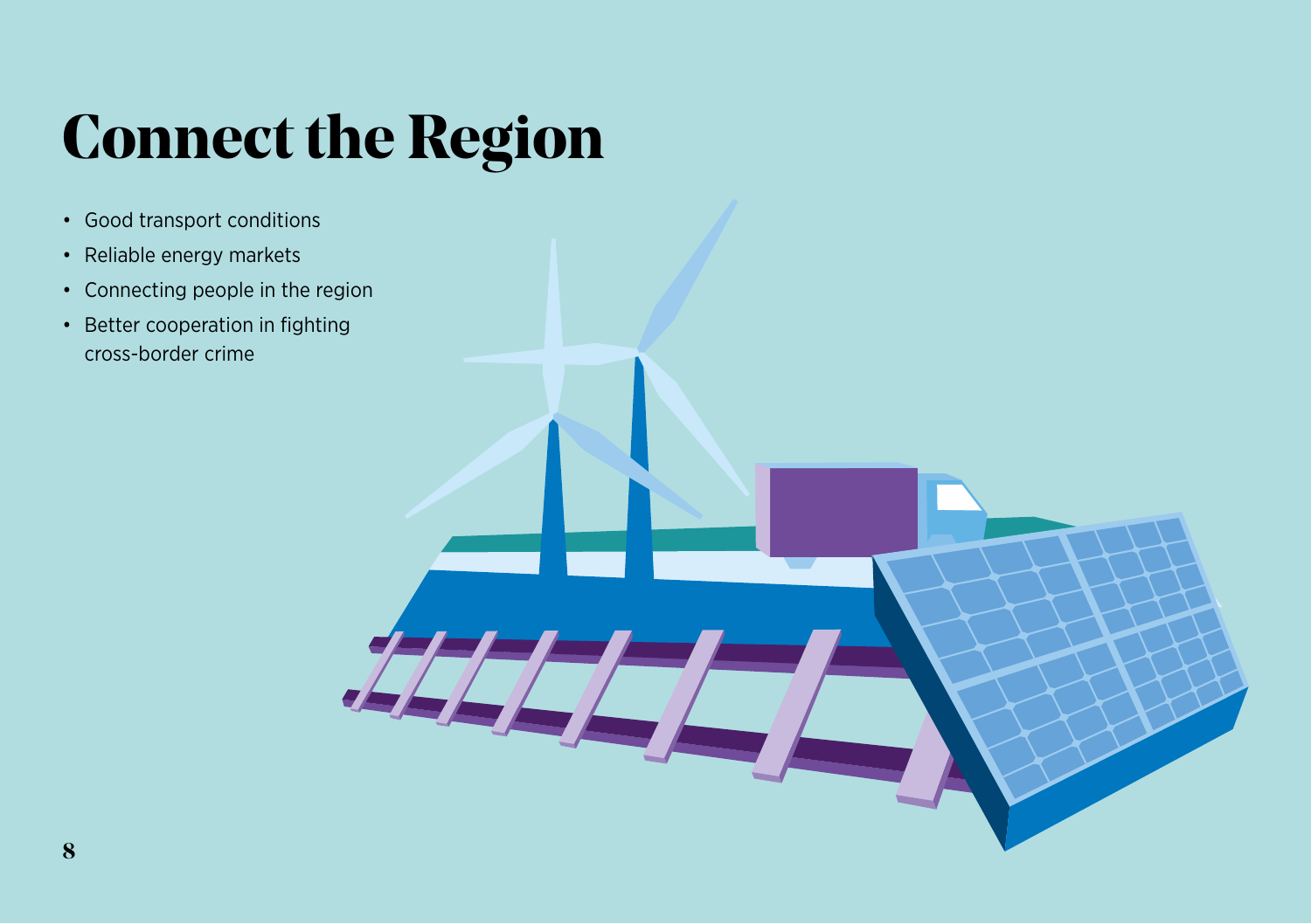# Connect the Region

- Good transport conditions
- Reliable energy markets
- Connecting people in the region
- Better cooperation in fighting cross-border crime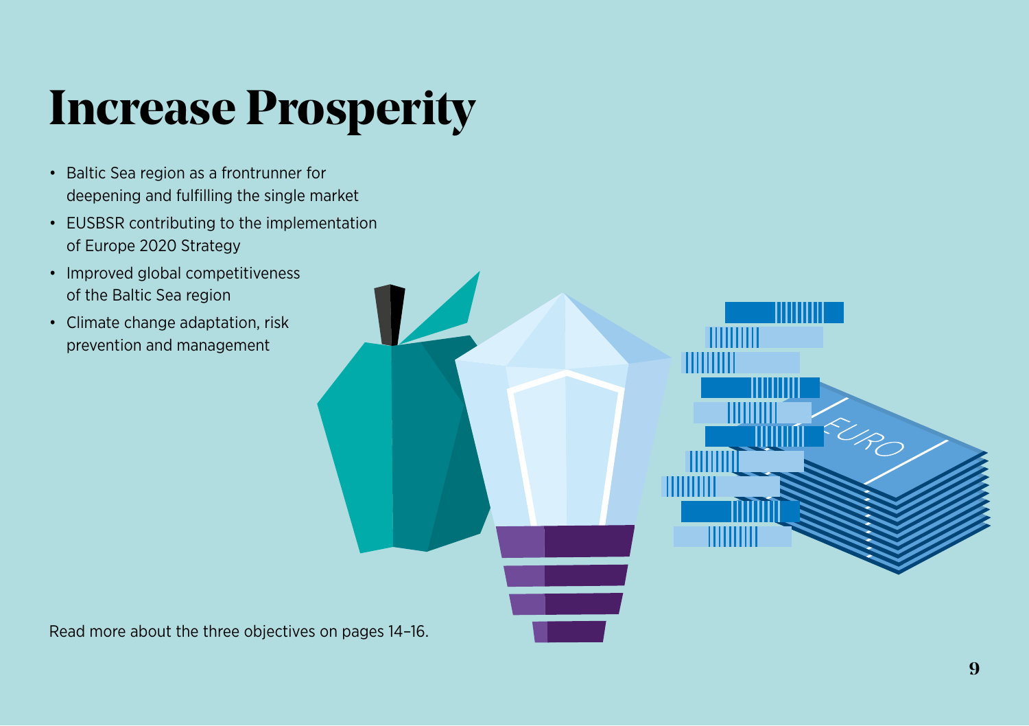# Increase Prosperity

- Baltic Sea region as a frontrunner for deepening and fulfilling the single market
- EUSBSR contributing to the implementation of Europe 2020 Strategy
- Improved global competitiveness of the Baltic Sea region
- Climate change adaptation, risk prevention and management

Read more about the three objectives on pages 14–16.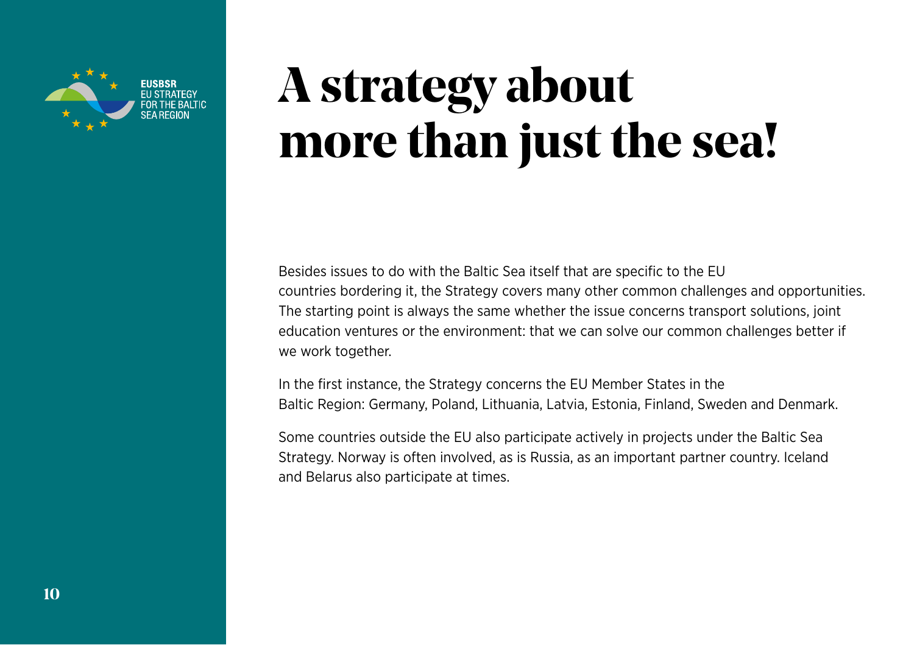# A strategy about more than just the sea!

Besides issues to do with the Baltic Sea itself that are specific to the EU countries bordering it, the Strategy covers many other common challenges and opportunities. The starting point is always the same whether the issue concerns transport solutions, joint education ventures or the environment: that we can solve our common challenges better if we work together.

In the first instance, the Strategy concerns the EU Member States in the Baltic Region: Germany, Poland, Lithuania, Latvia, Estonia, Finland, Sweden and Denmark.

Some countries outside the EU also participate actively in projects under the Baltic Sea Strategy. Norway is often involved, as is Russia, as an important partner country. Iceland and Belarus also participate at times.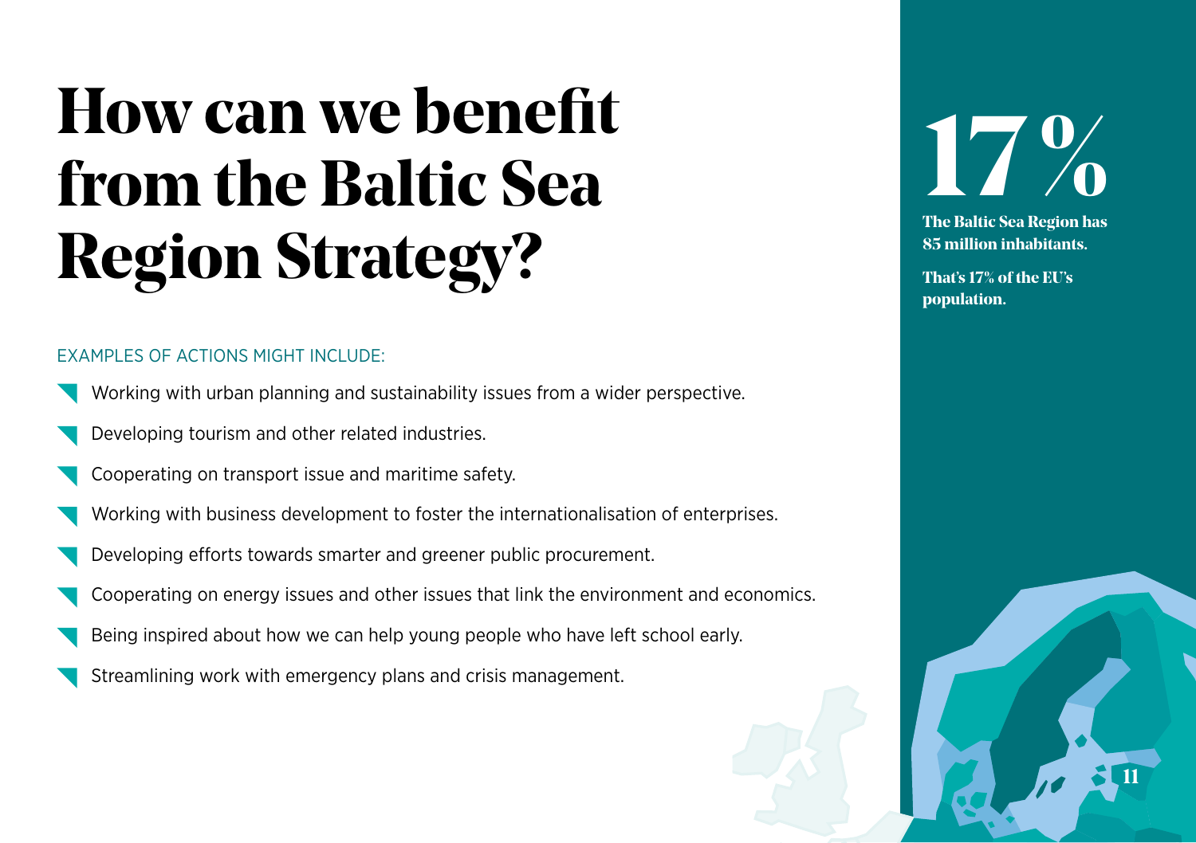# How can we benefit from the Baltic Sea Region Strategy?

EXAMPLES OF ACTIONS MIGHT INCLUDE:

- Working with urban planning and sustainability issues from a wider perspective.
- Developing tourism and other related industries.
- Cooperating on transport issue and maritime safety.
- Working with business development to foster the internationalisation of enterprises.
- Developing efforts towards smarter and greener public procurement.
- Cooperating on energy issues and other issues that link the environment and economics.
- Being inspired about how we can help young people who have left school early.
- Streamlining work with emergency plans and crisis management.

**17%**

**The Baltic Sea Region has 85 million inhabitants.**

**That's 17% of the EU's population.**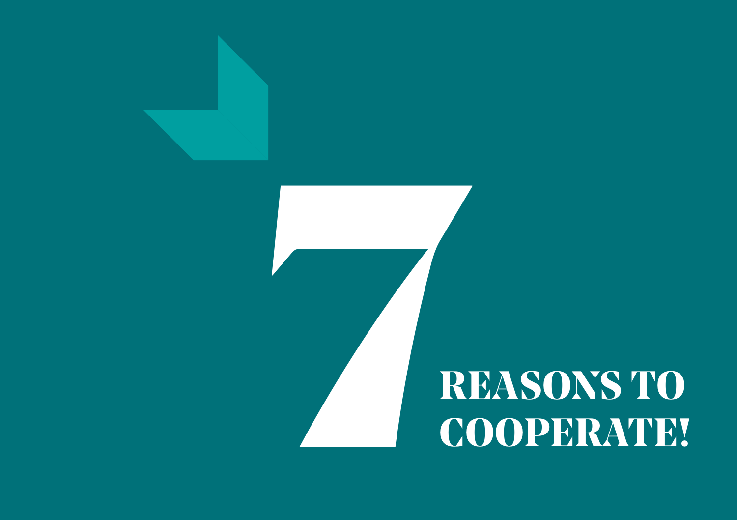# 7 REASONS TO COOPERATE!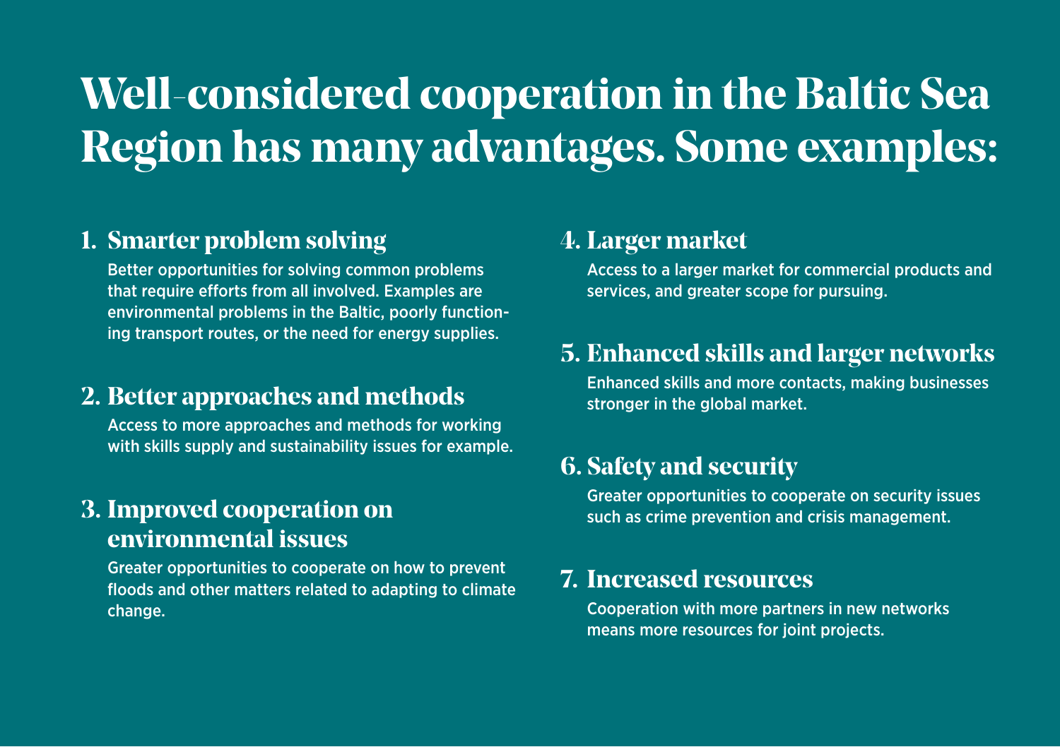# Well-considered cooperation in the Baltic Sea Region has many advantages. Some examples:

### 1. Smarter problem solving

Better opportunities for solving common problems that require efforts from all involved. Examples are environmental problems in the Baltic, poorly functioning transport routes, or the need for energy supplies.

### 2. Better approaches and methods

Access to more approaches and methods for working with skills supply and sustainability issues for example.

### 3. Improved cooperation on environmental issues

Greater opportunities to cooperate on how to prevent floods and other matters related to adapting to climate change.

### 4. Larger market

Access to a larger market for commercial products and services, and greater scope for pursuing.

### 5. Enhanced skills and larger networks

Enhanced skills and more contacts, making businesses stronger in the global market.

### 6. Safety and security

Greater opportunities to cooperate on security issues such as crime prevention and crisis management.

### 7. Increased resources

Cooperation with more partners in new networks means more resources for joint projects.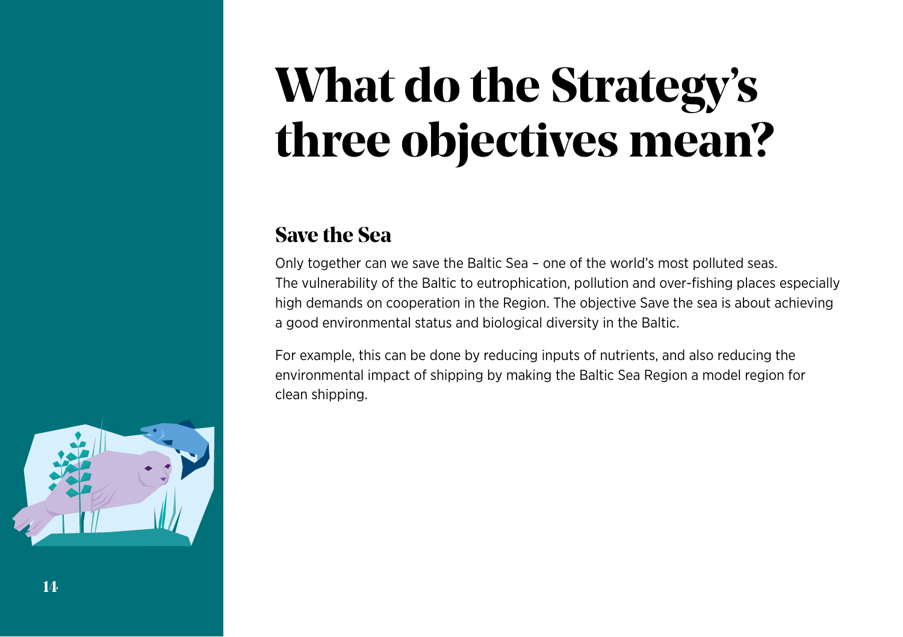# What do the Strategy's three objectives mean?

## Save the Sea

Only together can we save the Baltic Sea – one of the world's most polluted seas. The vulnerability of the Baltic to eutrophication, pollution and over-fishing places especially high demands on cooperation in the Region. The objective Save the sea is about achieving a good environmental status and biological diversity in the Baltic.

For example, this can be done by reducing inputs of nutrients, and also reducing the environmental impact of shipping by making the Baltic Sea Region a model region for clean shipping.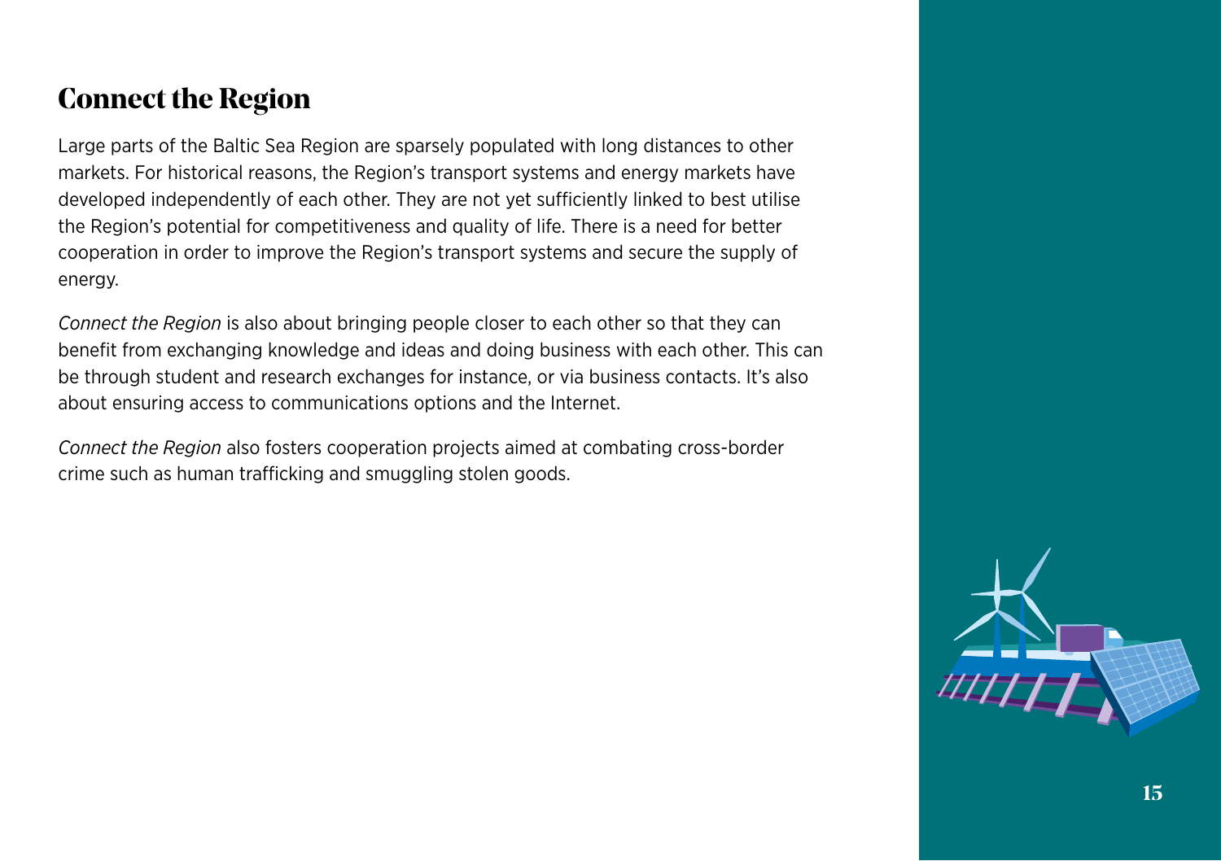# Connect the Region

Large parts of the Baltic Sea Region are sparsely populated with long distances to other markets. For historical reasons, the Region's transport systems and energy markets have developed independently of each other. They are not yet sufficiently linked to best utilise the Region's potential for competitiveness and quality of life. There is a need for better cooperation in order to improve the Region's transport systems and secure the supply of energy.

*Connect the Region* is also about bringing people closer to each other so that they can benefit from exchanging knowledge and ideas and doing business with each other. This can be through student and research exchanges for instance, or via business contacts. It's also about ensuring access to communications options and the Internet.

*Connect the Region* also fosters cooperation projects aimed at combating cross-border crime such as human trafficking and smuggling stolen goods.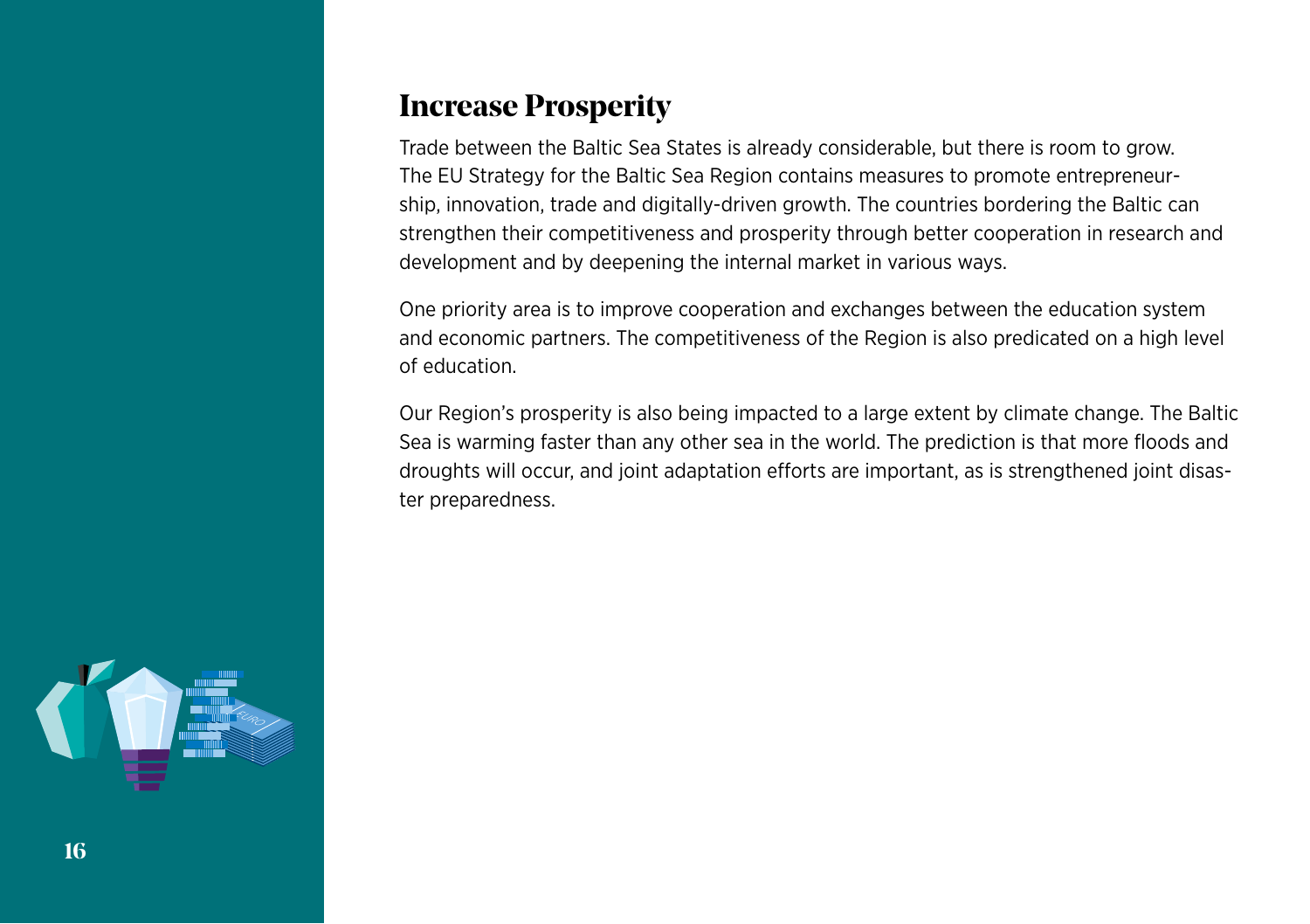# Increase Prosperity

Trade between the Baltic Sea States is already considerable, but there is room to grow. The EU Strategy for the Baltic Sea Region contains measures to promote entrepreneurship, innovation, trade and digitally-driven growth. The countries bordering the Baltic can strengthen their competitiveness and prosperity through better cooperation in research and development and by deepening the internal market in various ways.

One priority area is to improve cooperation and exchanges between the education system and economic partners. The competitiveness of the Region is also predicated on a high level of education.

Our Region's prosperity is also being impacted to a large extent by climate change. The Baltic Sea is warming faster than any other sea in the world. The prediction is that more floods and droughts will occur, and joint adaptation efforts are important, as is strengthened joint disaster preparedness.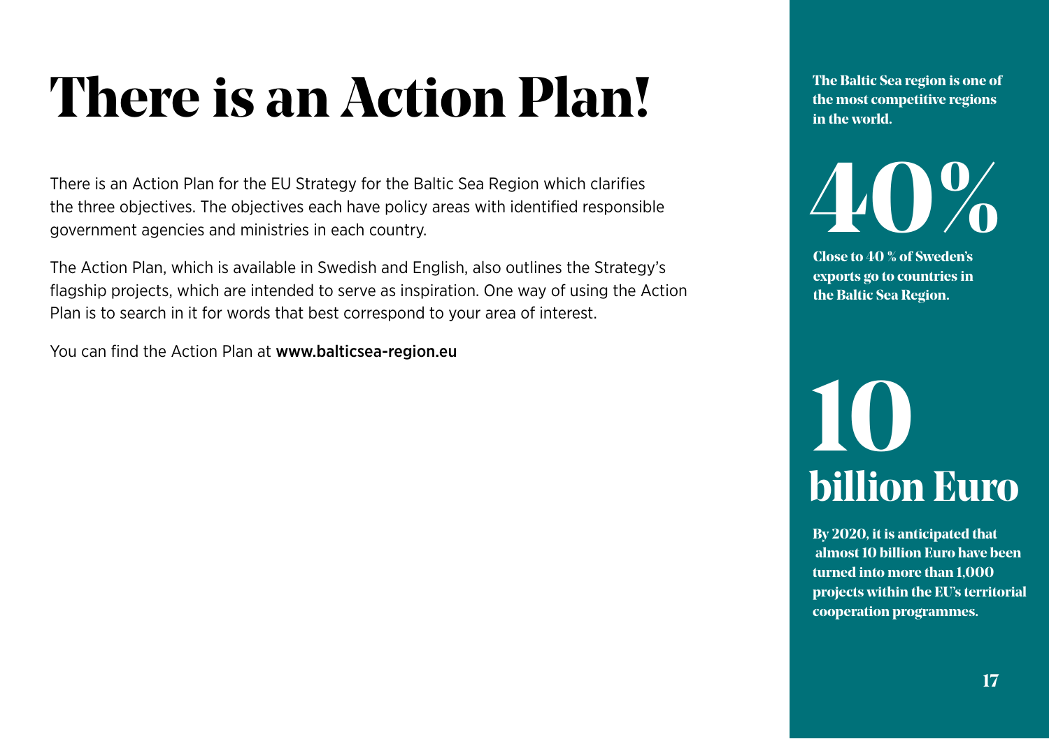# There is an Action Plan!

There is an Action Plan for the EU Strategy for the Baltic Sea Region which clarifies the three objectives. The objectives each have policy areas with identified responsible government agencies and ministries in each country.

The Action Plan, which is available in Swedish and English, also outlines the Strategy's flagship projects, which are intended to serve as inspiration. One way of using the Action Plan is to search in it for words that best correspond to your area of interest.

You can find the Action Plan at **www.balticsea-region.eu**

**The Baltic Sea region is one of the most competitive regions in the world.**

**40%**

**Close to 40 % of Sweden's exports go to countries in the Baltic Sea Region.**

**10 billion Euro**

**By 2020, it is anticipated that almost 10 billion Euro have been turned into more than 1,000 projects within the EU's territorial cooperation programmes.**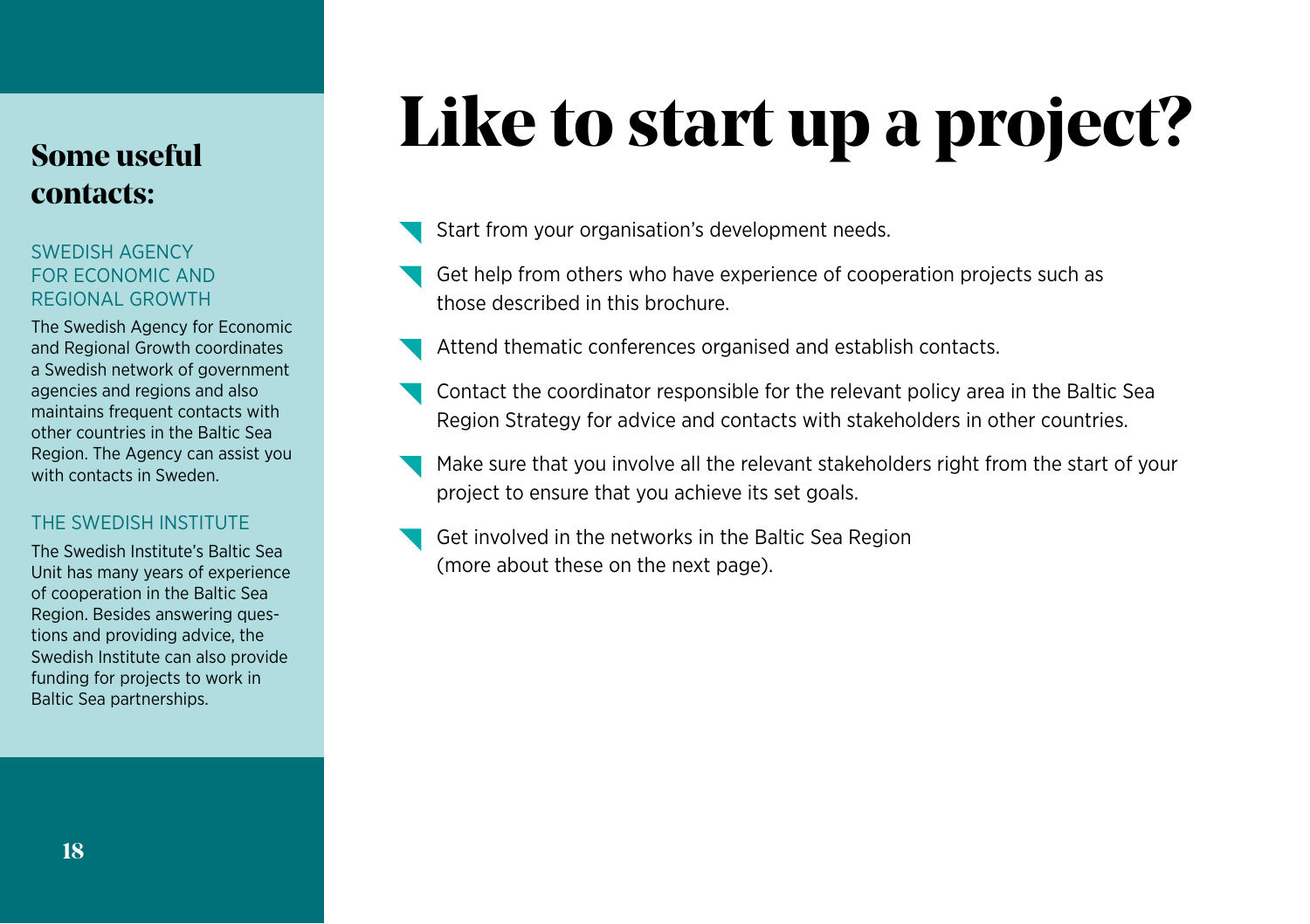# Like to start up a project?

- Start from your organisation's development needs.
- Get help from others who have experience of cooperation projects such as those described in this brochure.
- Attend thematic conferences organised and establish contacts.
- Contact the coordinator responsible for the relevant policy area in the Baltic Sea Region Strategy for advice and contacts with stakeholders in other countries.
- Make sure that you involve all the relevant stakeholders right from the start of your project to ensure that you achieve its set goals.
- Get involved in the networks in the Baltic Sea Region (more about these on the next page).

## Some useful contacts:

### SWEDISH AGENCY FOR ECONOMIC AND REGIONAL GROWTH

The Swedish Agency for Economic and Regional Growth coordinates a Swedish network of government agencies and regions and also maintains frequent contacts with other countries in the Baltic Sea Region. The Agency can assist you with contacts in Sweden.

### THE SWEDISH INSTITUTE

The Swedish Institute's Baltic Sea Unit has many years of experience of cooperation in the Baltic Sea Region. Besides answering questions and providing advice, the Swedish Institute can also provide funding for projects to work in Baltic Sea partnerships.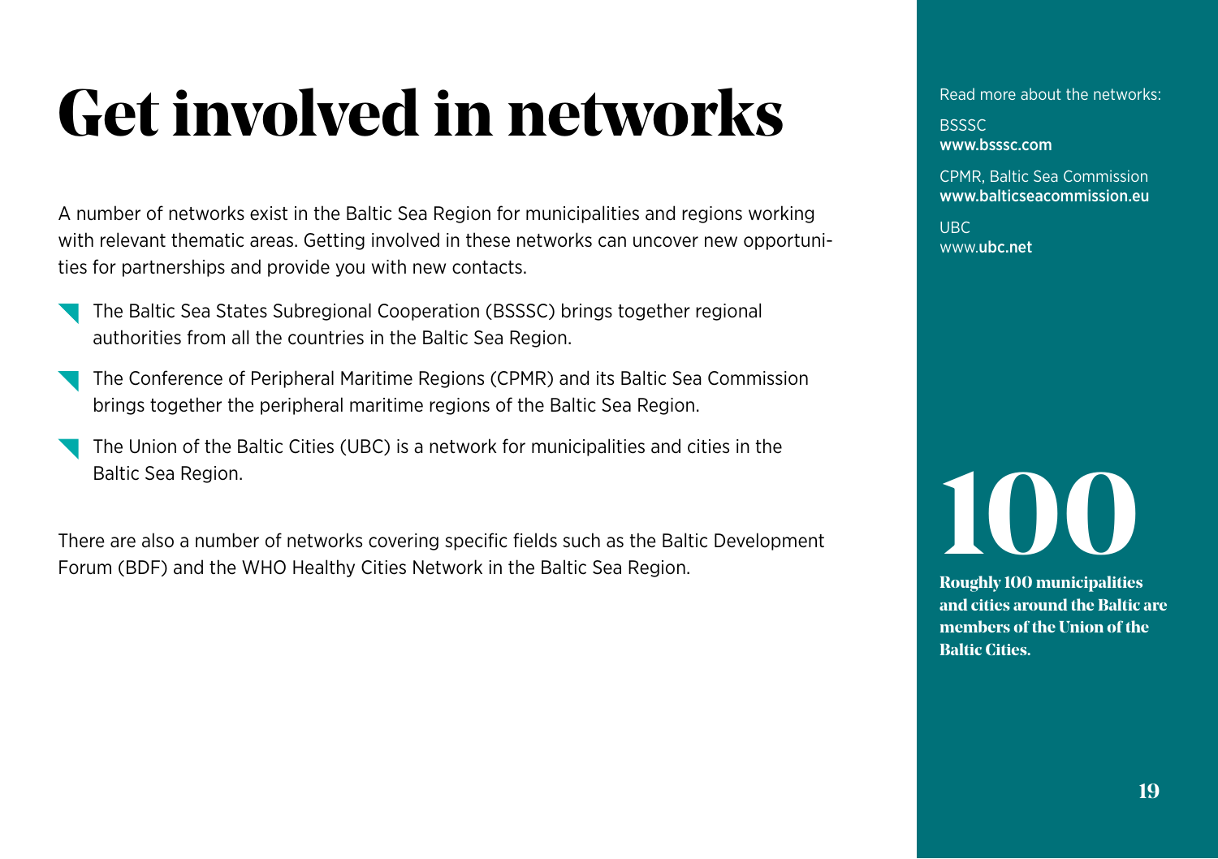# Get involved in networks

A number of networks exist in the Baltic Sea Region for municipalities and regions working with relevant thematic areas. Getting involved in these networks can uncover new opportunities for partnerships and provide you with new contacts.

- The Baltic Sea States Subregional Cooperation (BSSSC) brings together regional authorities from all the countries in the Baltic Sea Region.
- The Conference of Peripheral Maritime Regions (CPMR) and its Baltic Sea Commission brings together the peripheral maritime regions of the Baltic Sea Region.
- The Union of the Baltic Cities (UBC) is a network for municipalities and cities in the Baltic Sea Region.

There are also a number of networks covering specific fields such as the Baltic Development Forum (BDF) and the WHO Healthy Cities Network in the Baltic Sea Region.

Read more about the networks:

BSSSC
**www.bsssc.com**

CPMR, Baltic Sea Commission
**www.balticseacommission.eu**

UBC
www.**ubc.net**

# 100

**Roughly 100 municipalities and cities around the Baltic are members of the Union of the Baltic Cities.**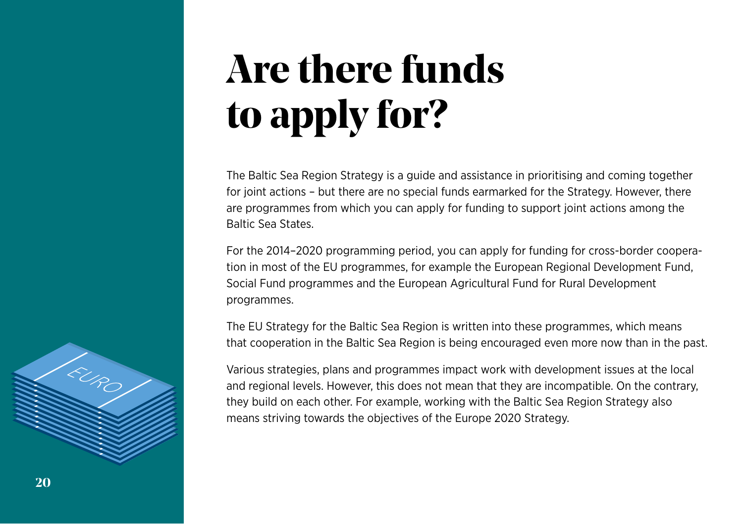# Are there funds to apply for?

The Baltic Sea Region Strategy is a guide and assistance in prioritising and coming together for joint actions – but there are no special funds earmarked for the Strategy. However, there are programmes from which you can apply for funding to support joint actions among the Baltic Sea States.

For the 2014–2020 programming period, you can apply for funding for cross-border cooperation in most of the EU programmes, for example the European Regional Development Fund, Social Fund programmes and the European Agricultural Fund for Rural Development programmes.

The EU Strategy for the Baltic Sea Region is written into these programmes, which means that cooperation in the Baltic Sea Region is being encouraged even more now than in the past.

Various strategies, plans and programmes impact work with development issues at the local and regional levels. However, this does not mean that they are incompatible. On the contrary, they build on each other. For example, working with the Baltic Sea Region Strategy also means striving towards the objectives of the Europe 2020 Strategy.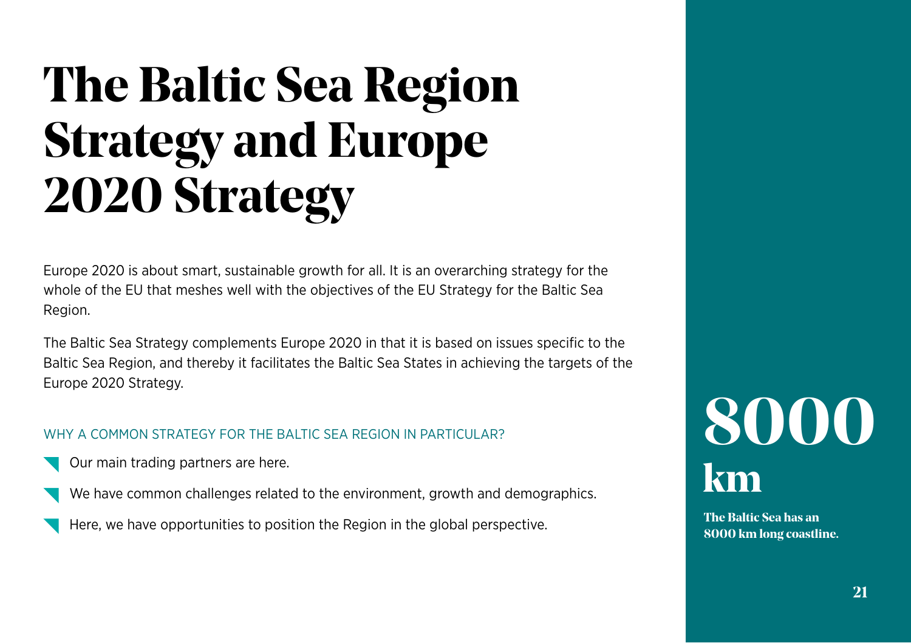# The Baltic Sea Region Strategy and Europe 2020 Strategy

Europe 2020 is about smart, sustainable growth for all. It is an overarching strategy for the whole of the EU that meshes well with the objectives of the EU Strategy for the Baltic Sea Region.

The Baltic Sea Strategy complements Europe 2020 in that it is based on issues specific to the Baltic Sea Region, and thereby it facilitates the Baltic Sea States in achieving the targets of the Europe 2020 Strategy.

### WHY A COMMON STRATEGY FOR THE BALTIC SEA REGION IN PARTICULAR?

- Our main trading partners are here.
- We have common challenges related to the environment, growth and demographics.
- Here, we have opportunities to position the Region in the global perspective.

**8000 km**

**The Baltic Sea has an 8000 km long coastline.**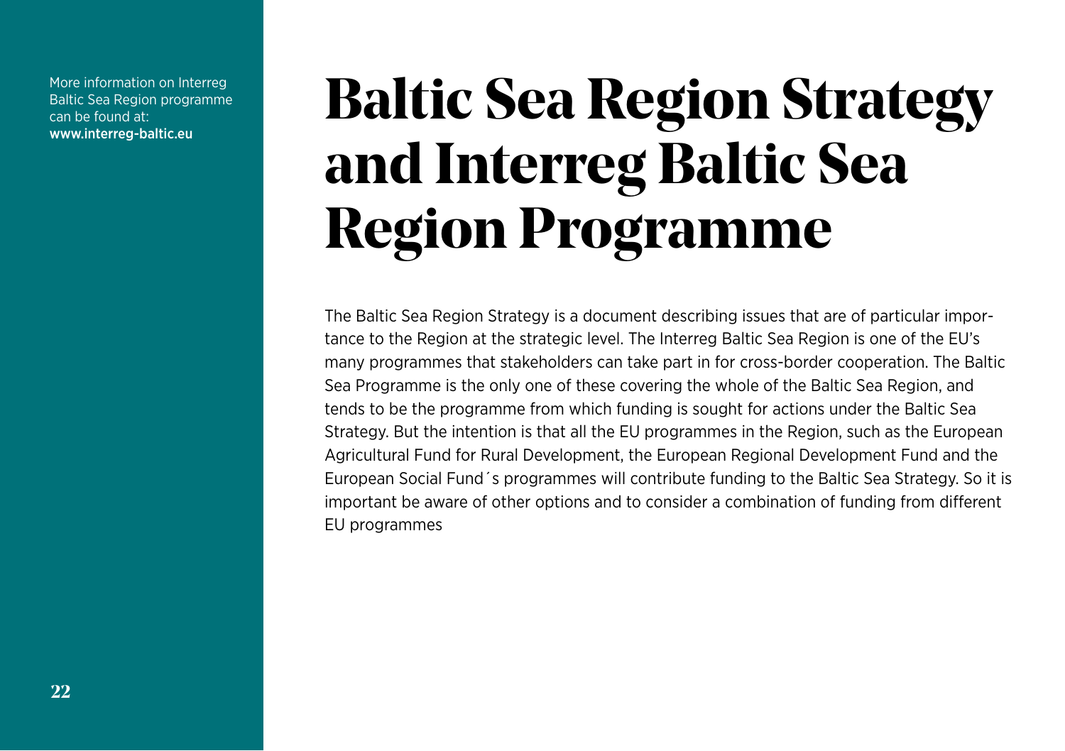More information on Interreg Baltic Sea Region programme can be found at:
**www.interreg-baltic.eu**

# Baltic Sea Region Strategy and Interreg Baltic Sea Region Programme

The Baltic Sea Region Strategy is a document describing issues that are of particular importance to the Region at the strategic level. The Interreg Baltic Sea Region is one of the EU's many programmes that stakeholders can take part in for cross-border cooperation. The Baltic Sea Programme is the only one of these covering the whole of the Baltic Sea Region, and tends to be the programme from which funding is sought for actions under the Baltic Sea Strategy. But the intention is that all the EU programmes in the Region, such as the European Agricultural Fund for Rural Development, the European Regional Development Fund and the European Social Fund´s programmes will contribute funding to the Baltic Sea Strategy. So it is important be aware of other options and to consider a combination of funding from different EU programmes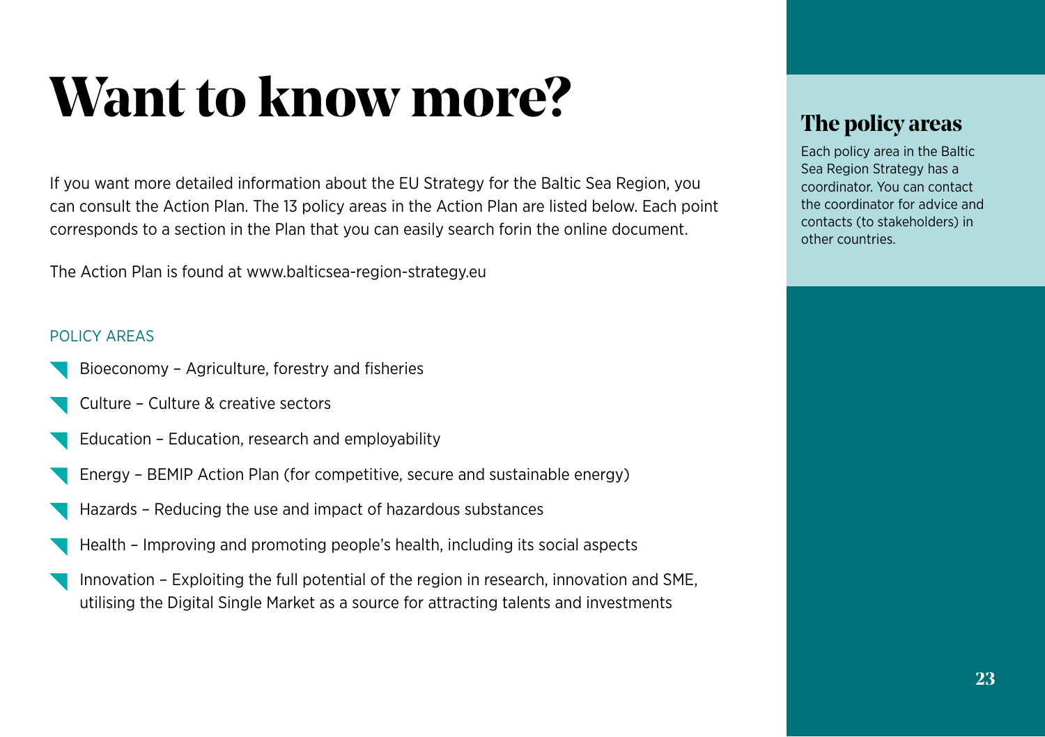# Want to know more?

If you want more detailed information about the EU Strategy for the Baltic Sea Region, you can consult the Action Plan. The 13 policy areas in the Action Plan are listed below. Each point corresponds to a section in the Plan that you can easily search forin the online document.

The Action Plan is found at www.balticsea-region-strategy.eu

POLICY AREAS

- Bioeconomy – Agriculture, forestry and fisheries
- Culture – Culture & creative sectors
- Education – Education, research and employability
- Energy – BEMIP Action Plan (for competitive, secure and sustainable energy)
- Hazards – Reducing the use and impact of hazardous substances
- Health – Improving and promoting people's health, including its social aspects
- Innovation – Exploiting the full potential of the region in research, innovation and SME, utilising the Digital Single Market as a source for attracting talents and investments

## The policy areas

Each policy area in the Baltic Sea Region Strategy has a coordinator. You can contact the coordinator for advice and contacts (to stakeholders) in other countries.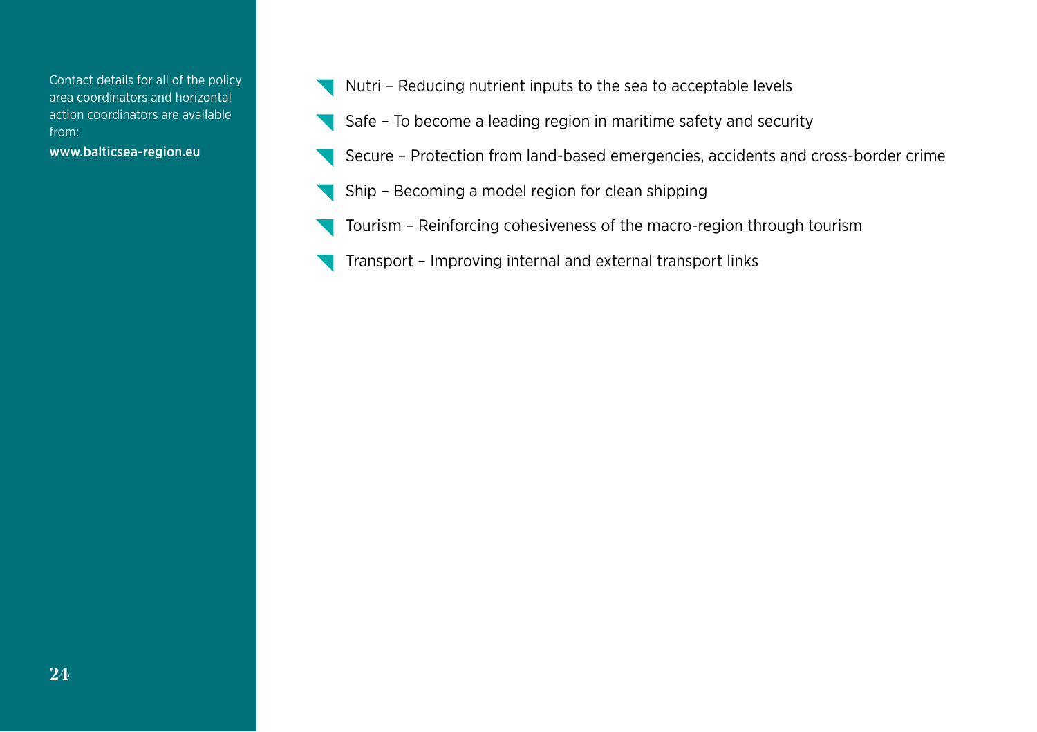Contact details for all of the policy area coordinators and horizontal action coordinators are available from:

www.balticsea-region.eu

- Nutri – Reducing nutrient inputs to the sea to acceptable levels
- Safe – To become a leading region in maritime safety and security
- Secure – Protection from land-based emergencies, accidents and cross-border crime
- Ship – Becoming a model region for clean shipping
- Tourism – Reinforcing cohesiveness of the macro-region through tourism
- Transport – Improving internal and external transport links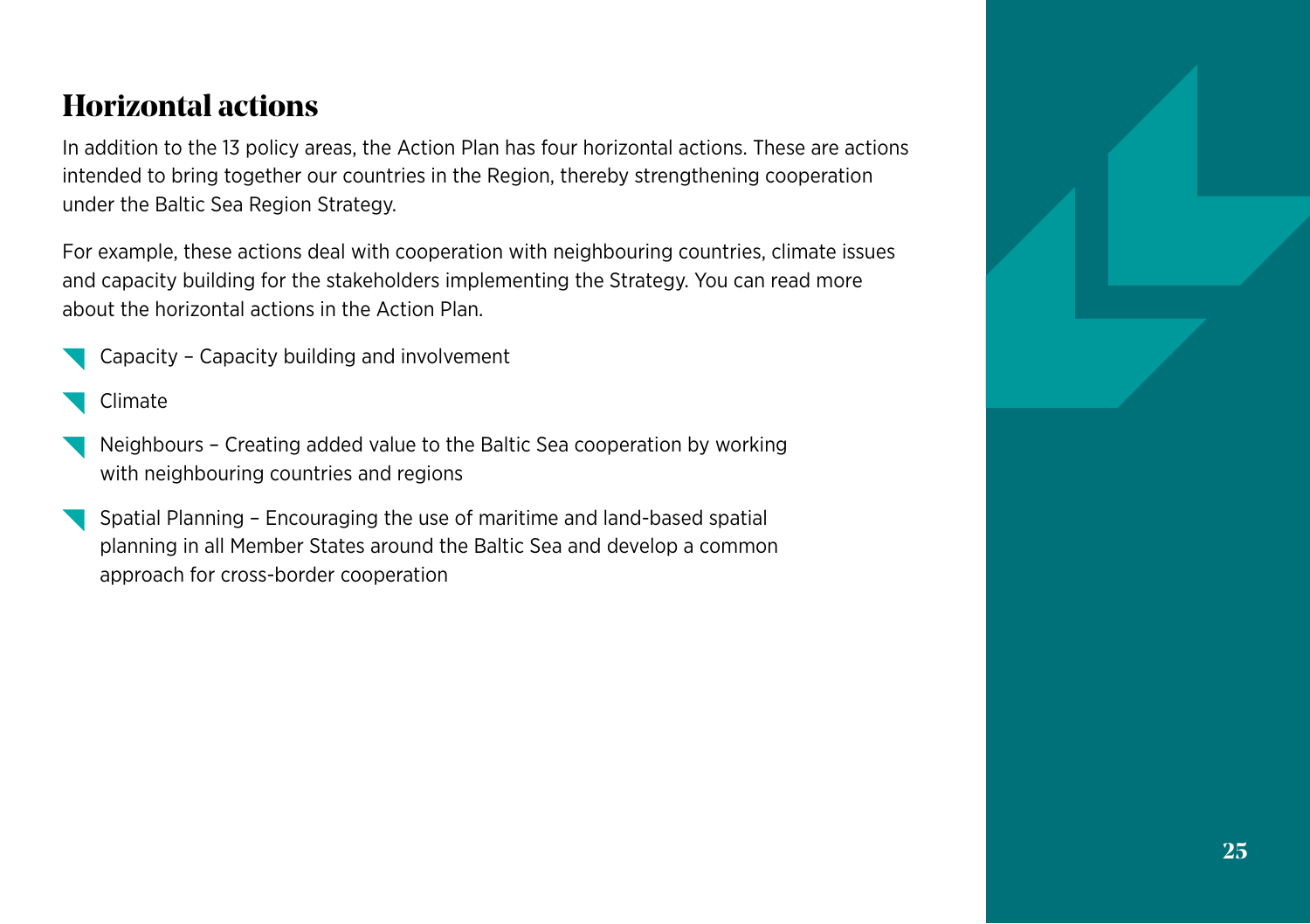## Horizontal actions

In addition to the 13 policy areas, the Action Plan has four horizontal actions. These are actions intended to bring together our countries in the Region, thereby strengthening cooperation under the Baltic Sea Region Strategy.

For example, these actions deal with cooperation with neighbouring countries, climate issues and capacity building for the stakeholders implementing the Strategy. You can read more about the horizontal actions in the Action Plan.

- Capacity – Capacity building and involvement
- Climate
- Neighbours – Creating added value to the Baltic Sea cooperation by working with neighbouring countries and regions
- Spatial Planning – Encouraging the use of maritime and land-based spatial planning in all Member States around the Baltic Sea and develop a common approach for cross-border cooperation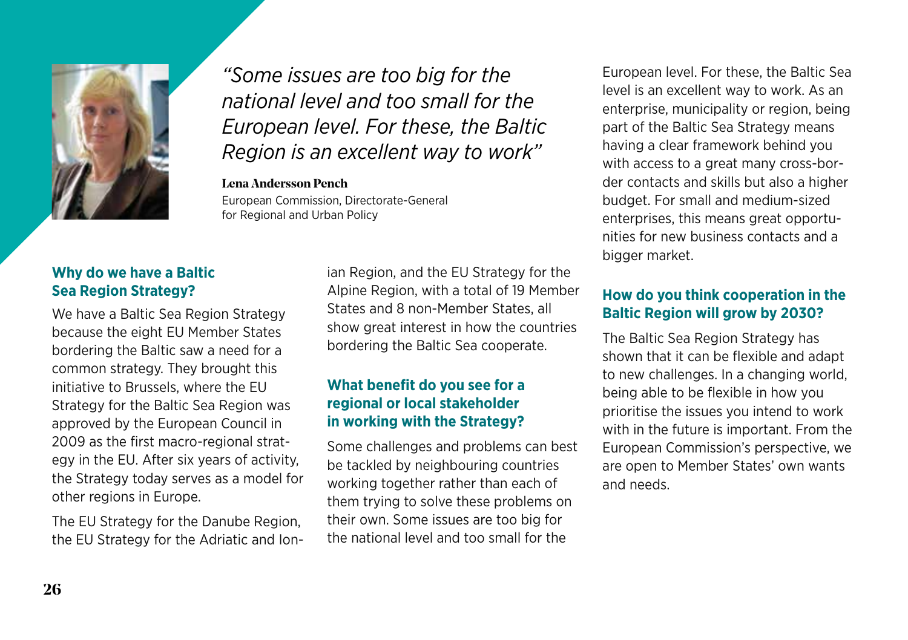*"Some issues are too big for the national level and too small for the European level. For these, the Baltic Region is an excellent way to work"*

**Lena Andersson Pench**
European Commission, Directorate-General for Regional and Urban Policy

### Why do we have a Baltic Sea Region Strategy?

We have a Baltic Sea Region Strategy because the eight EU Member States bordering the Baltic saw a need for a common strategy. They brought this initiative to Brussels, where the EU Strategy for the Baltic Sea Region was approved by the European Council in 2009 as the first macro-regional strategy in the EU. After six years of activity, the Strategy today serves as a model for other regions in Europe.

The EU Strategy for the Danube Region, the EU Strategy for the Adriatic and Ionian Region, and the EU Strategy for the Alpine Region, with a total of 19 Member States and 8 non-Member States, all show great interest in how the countries bordering the Baltic Sea cooperate.

### What benefit do you see for a regional or local stakeholder in working with the Strategy?

Some challenges and problems can best be tackled by neighbouring countries working together rather than each of them trying to solve these problems on their own. Some issues are too big for the national level and too small for the European level. For these, the Baltic Sea level is an excellent way to work. As an enterprise, municipality or region, being part of the Baltic Sea Strategy means having a clear framework behind you with access to a great many cross-border contacts and skills but also a higher budget. For small and medium-sized enterprises, this means great opportunities for new business contacts and a bigger market.

### How do you think cooperation in the Baltic Region will grow by 2030?

The Baltic Sea Region Strategy has shown that it can be flexible and adapt to new challenges. In a changing world, being able to be flexible in how you prioritise the issues you intend to work with in the future is important. From the European Commission's perspective, we are open to Member States' own wants and needs.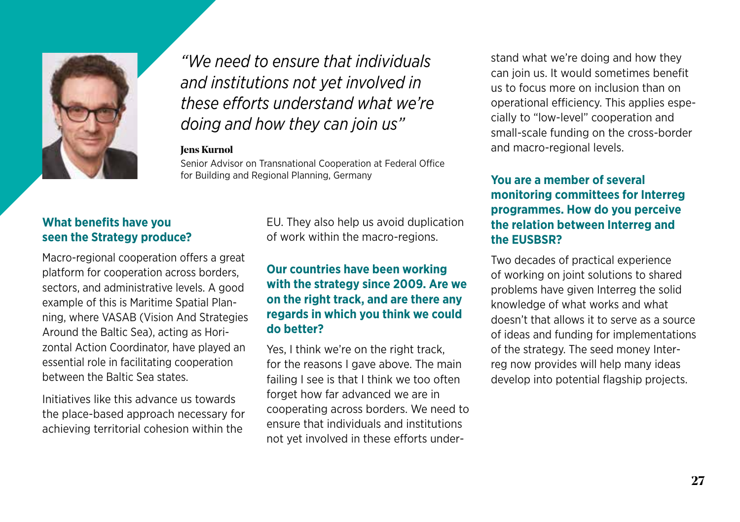*"We need to ensure that individuals and institutions not yet involved in these efforts understand what we're doing and how they can join us"*

**Jens Kurnol**

Senior Advisor on Transnational Cooperation at Federal Office for Building and Regional Planning, Germany

### What benefits have you seen the Strategy produce?

Macro-regional cooperation offers a great platform for cooperation across borders, sectors, and administrative levels. A good example of this is Maritime Spatial Planning, where VASAB (Vision And Strategies Around the Baltic Sea), acting as Horizontal Action Coordinator, have played an essential role in facilitating cooperation between the Baltic Sea states.

Initiatives like this advance us towards the place-based approach necessary for achieving territorial cohesion within the EU. They also help us avoid duplication of work within the macro-regions.

### Our countries have been working with the strategy since 2009. Are we on the right track, and are there any regards in which you think we could do better?

Yes, I think we're on the right track, for the reasons I gave above. The main failing I see is that I think we too often forget how far advanced we are in cooperating across borders. We need to ensure that individuals and institutions not yet involved in these efforts understand what we're doing and how they can join us. It would sometimes benefit us to focus more on inclusion than on operational efficiency. This applies especially to "low-level" cooperation and small-scale funding on the cross-border and macro-regional levels.

### You are a member of several monitoring committees for Interreg programmes. How do you perceive the relation between Interreg and the EUSBSR?

Two decades of practical experience of working on joint solutions to shared problems have given Interreg the solid knowledge of what works and what doesn't that allows it to serve as a source of ideas and funding for implementations of the strategy. The seed money Interreg now provides will help many ideas develop into potential flagship projects.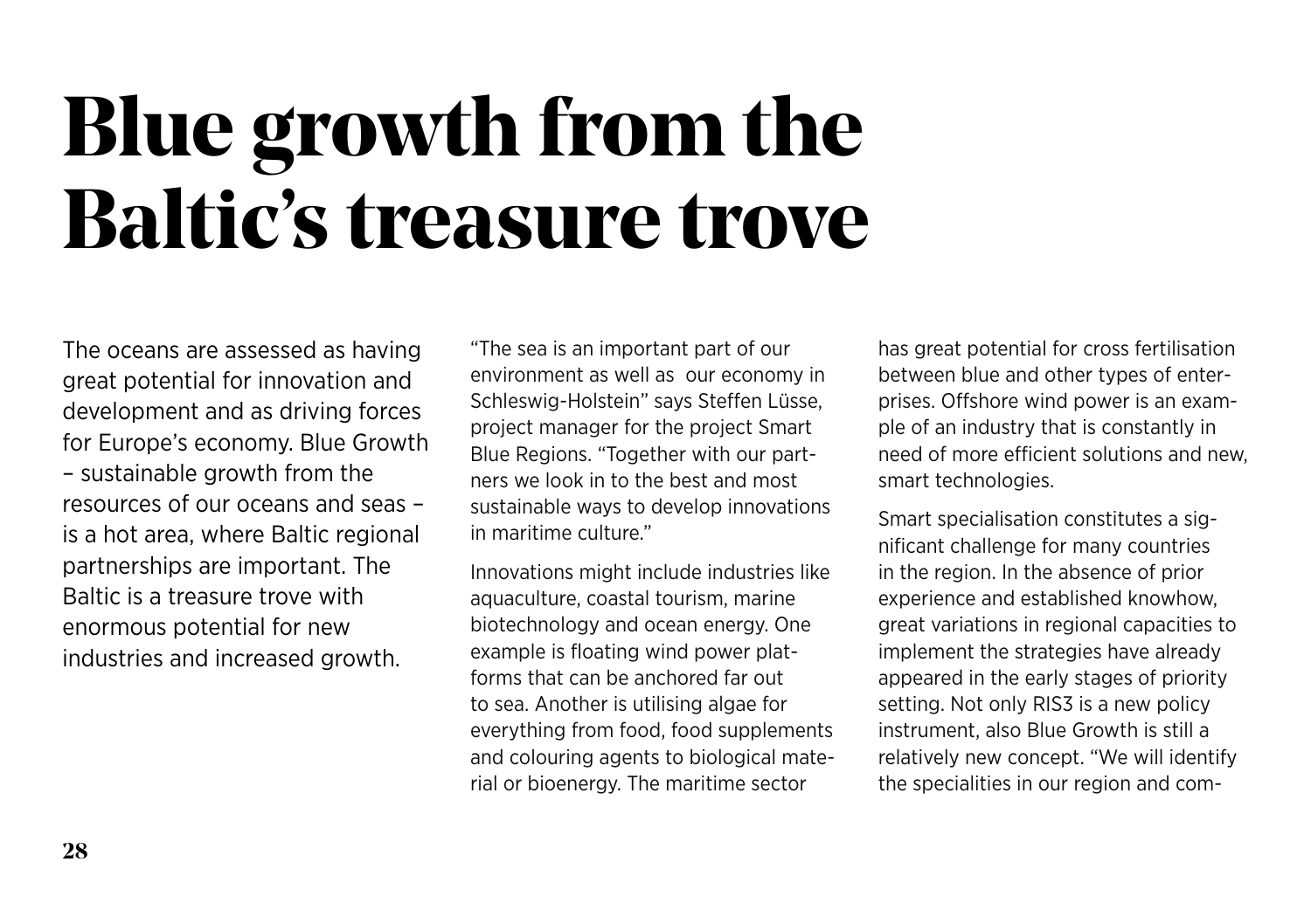# Blue growth from the Baltic's treasure trove

The oceans are assessed as having great potential for innovation and development and as driving forces for Europe's economy. Blue Growth – sustainable growth from the resources of our oceans and seas – is a hot area, where Baltic regional partnerships are important. The Baltic is a treasure trove with enormous potential for new industries and increased growth.

"The sea is an important part of our environment as well as our economy in Schleswig-Holstein" says Steffen Lüsse, project manager for the project Smart Blue Regions. "Together with our partners we look in to the best and most sustainable ways to develop innovations in maritime culture."

Innovations might include industries like aquaculture, coastal tourism, marine biotechnology and ocean energy. One example is floating wind power platforms that can be anchored far out to sea. Another is utilising algae for everything from food, food supplements and colouring agents to biological material or bioenergy. The maritime sector has great potential for cross fertilisation between blue and other types of enterprises. Offshore wind power is an example of an industry that is constantly in need of more efficient solutions and new, smart technologies.

Smart specialisation constitutes a significant challenge for many countries in the region. In the absence of prior experience and established knowhow, great variations in regional capacities to implement the strategies have already appeared in the early stages of priority setting. Not only RIS3 is a new policy instrument, also Blue Growth is still a relatively new concept. "We will identify the specialities in our region and com-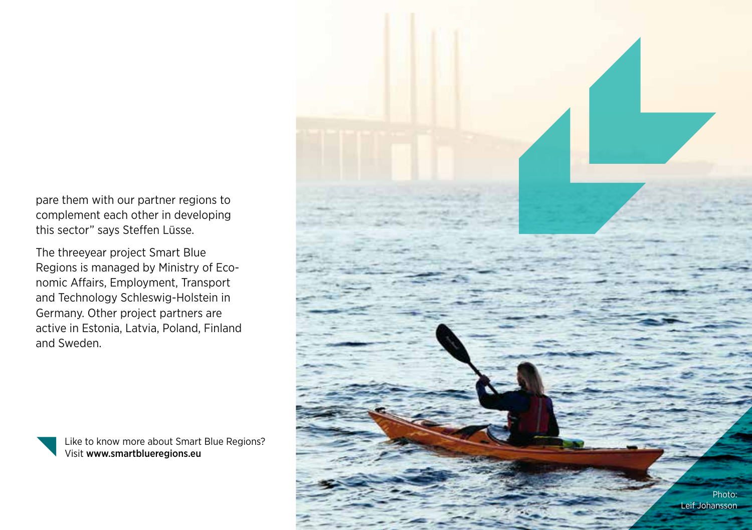pare them with our partner regions to complement each other in developing this sector" says Steffen Lüsse.

The threeyear project Smart Blue Regions is managed by Ministry of Economic Affairs, Employment, Transport and Technology Schleswig-Holstein in Germany. Other project partners are active in Estonia, Latvia, Poland, Finland and Sweden.

Like to know more about Smart Blue Regions? Visit **www.smartblueregions.eu**

Photo: Leif Johansson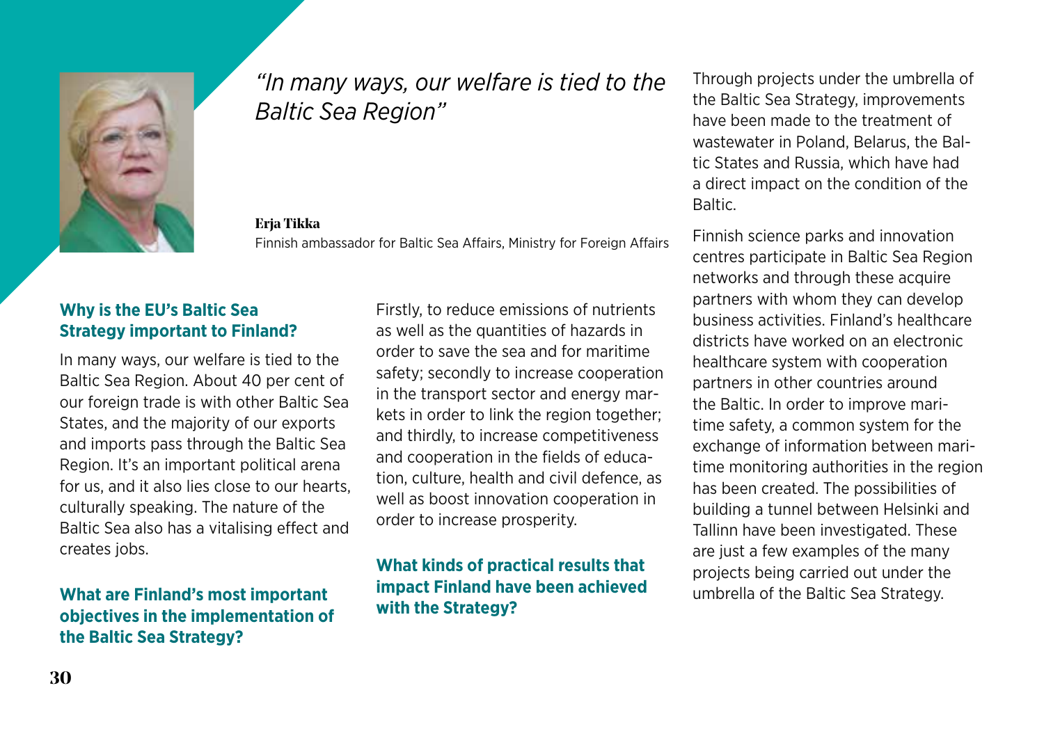# *"In many ways, our welfare is tied to the Baltic Sea Region"*

**Erja Tikka**
Finnish ambassador for Baltic Sea Affairs, Ministry for Foreign Affairs

### Why is the EU's Baltic Sea Strategy important to Finland?

In many ways, our welfare is tied to the Baltic Sea Region. About 40 per cent of our foreign trade is with other Baltic Sea States, and the majority of our exports and imports pass through the Baltic Sea Region. It's an important political arena for us, and it also lies close to our hearts, culturally speaking. The nature of the Baltic Sea also has a vitalising effect and creates jobs.

### What are Finland's most important objectives in the implementation of the Baltic Sea Strategy?

Firstly, to reduce emissions of nutrients as well as the quantities of hazards in order to save the sea and for maritime safety; secondly to increase cooperation in the transport sector and energy markets in order to link the region together; and thirdly, to increase competitiveness and cooperation in the fields of education, culture, health and civil defence, as well as boost innovation cooperation in order to increase prosperity.

### What kinds of practical results that impact Finland have been achieved with the Strategy?

Through projects under the umbrella of the Baltic Sea Strategy, improvements have been made to the treatment of wastewater in Poland, Belarus, the Baltic States and Russia, which have had a direct impact on the condition of the Baltic.

Finnish science parks and innovation centres participate in Baltic Sea Region networks and through these acquire partners with whom they can develop business activities. Finland's healthcare districts have worked on an electronic healthcare system with cooperation partners in other countries around the Baltic. In order to improve maritime safety, a common system for the exchange of information between maritime monitoring authorities in the region has been created. The possibilities of building a tunnel between Helsinki and Tallinn have been investigated. These are just a few examples of the many projects being carried out under the umbrella of the Baltic Sea Strategy.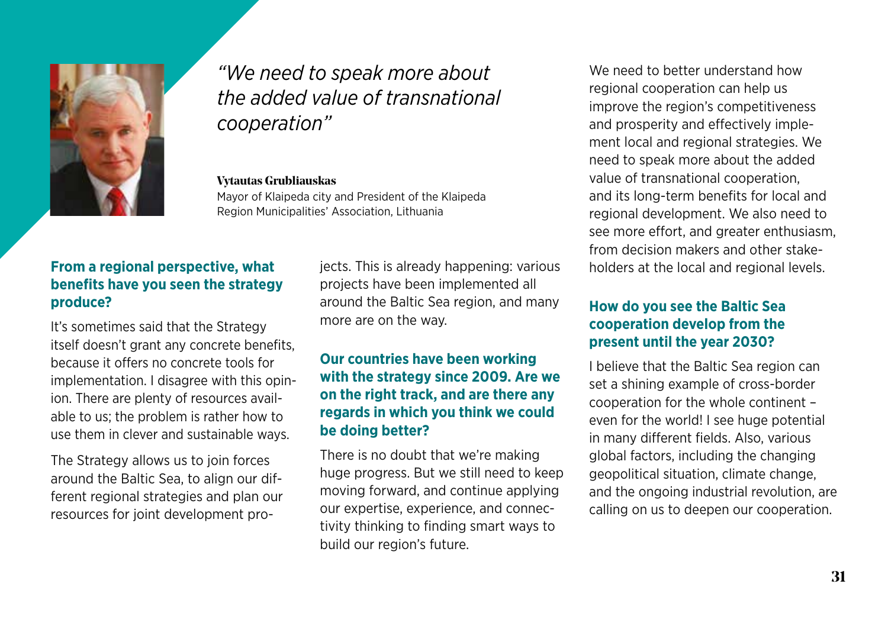*"We need to speak more about the added value of transnational cooperation"*

**Vytautas Grubliauskas**
Mayor of Klaipeda city and President of the Klaipeda Region Municipalities' Association, Lithuania

### From a regional perspective, what benefits have you seen the strategy produce?

It's sometimes said that the Strategy itself doesn't grant any concrete benefits, because it offers no concrete tools for implementation. I disagree with this opinion. There are plenty of resources available to us; the problem is rather how to use them in clever and sustainable ways.

The Strategy allows us to join forces around the Baltic Sea, to align our different regional strategies and plan our resources for joint development projects. This is already happening: various projects have been implemented all around the Baltic Sea region, and many more are on the way.

### Our countries have been working with the strategy since 2009. Are we on the right track, and are there any regards in which you think we could be doing better?

There is no doubt that we're making huge progress. But we still need to keep moving forward, and continue applying our expertise, experience, and connectivity thinking to finding smart ways to build our region's future.

We need to better understand how regional cooperation can help us improve the region's competitiveness and prosperity and effectively implement local and regional strategies. We need to speak more about the added value of transnational cooperation, and its long-term benefits for local and regional development. We also need to see more effort, and greater enthusiasm, from decision makers and other stakeholders at the local and regional levels.

### How do you see the Baltic Sea cooperation develop from the present until the year 2030?

I believe that the Baltic Sea region can set a shining example of cross-border cooperation for the whole continent – even for the world! I see huge potential in many different fields. Also, various global factors, including the changing geopolitical situation, climate change, and the ongoing industrial revolution, are calling on us to deepen our cooperation.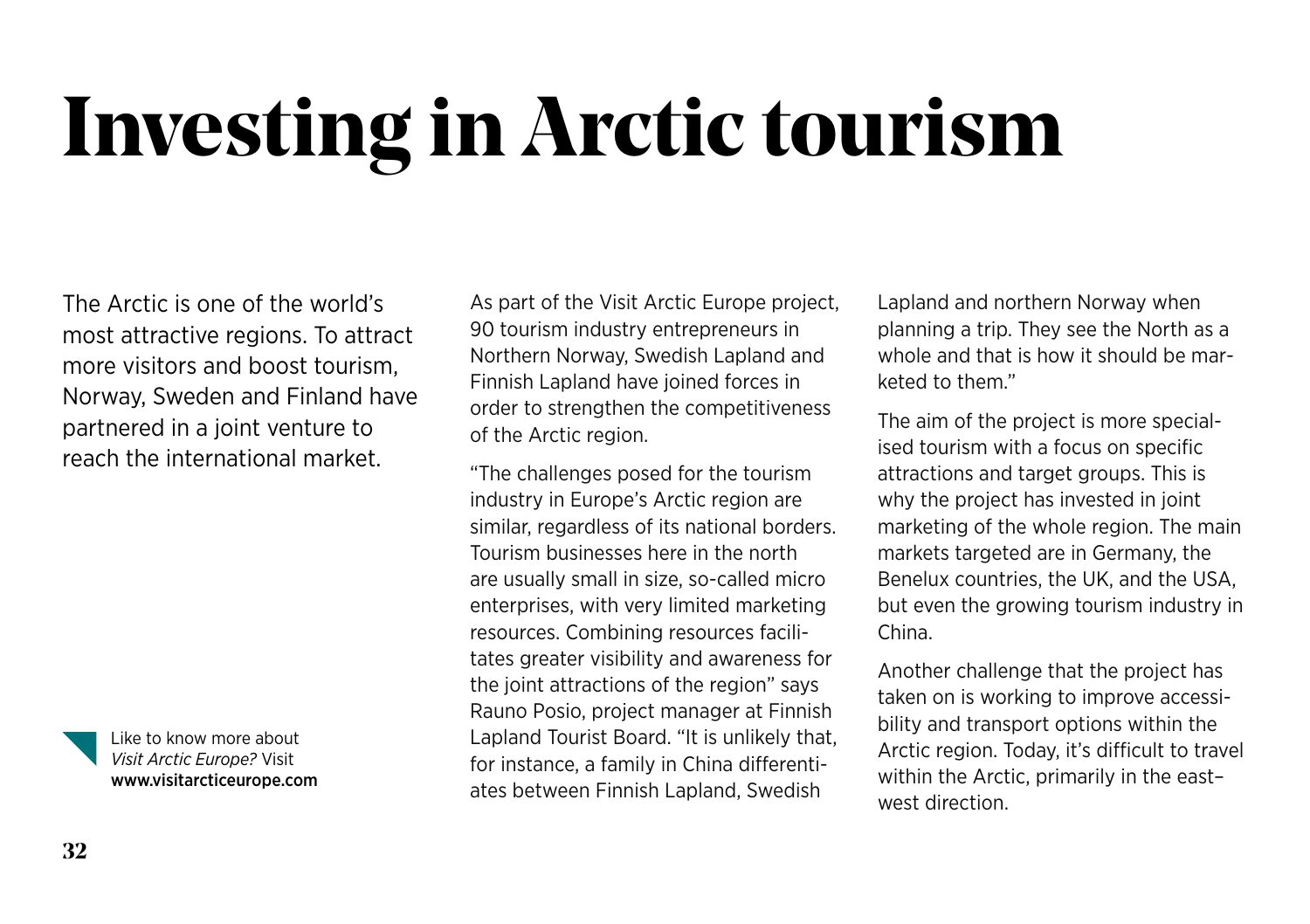# Investing in Arctic tourism

The Arctic is one of the world's most attractive regions. To attract more visitors and boost tourism, Norway, Sweden and Finland have partnered in a joint venture to reach the international market.

Like to know more about *Visit Arctic Europe?* Visit **www.visitarcticeurope.com**

As part of the Visit Arctic Europe project, 90 tourism industry entrepreneurs in Northern Norway, Swedish Lapland and Finnish Lapland have joined forces in order to strengthen the competitiveness of the Arctic region.

"The challenges posed for the tourism industry in Europe's Arctic region are similar, regardless of its national borders. Tourism businesses here in the north are usually small in size, so-called micro enterprises, with very limited marketing resources. Combining resources facilitates greater visibility and awareness for the joint attractions of the region" says Rauno Posio, project manager at Finnish Lapland Tourist Board. "It is unlikely that, for instance, a family in China differentiates between Finnish Lapland, Swedish Lapland and northern Norway when planning a trip. They see the North as a whole and that is how it should be marketed to them."

The aim of the project is more specialised tourism with a focus on specific attractions and target groups. This is why the project has invested in joint marketing of the whole region. The main markets targeted are in Germany, the Benelux countries, the UK, and the USA, but even the growing tourism industry in China.

Another challenge that the project has taken on is working to improve accessibility and transport options within the Arctic region. Today, it's difficult to travel within the Arctic, primarily in the east–west direction.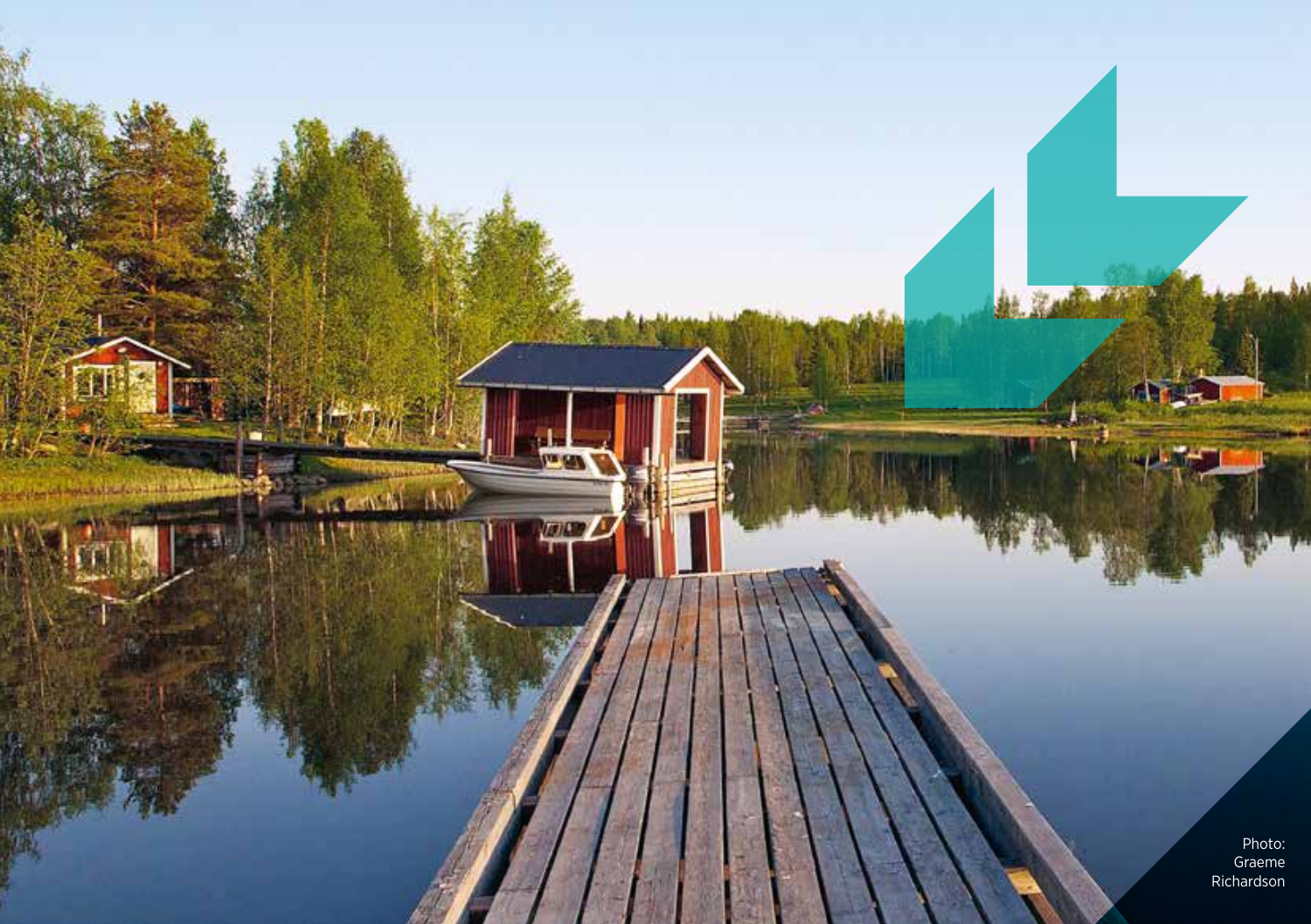Photo: Graeme Richardson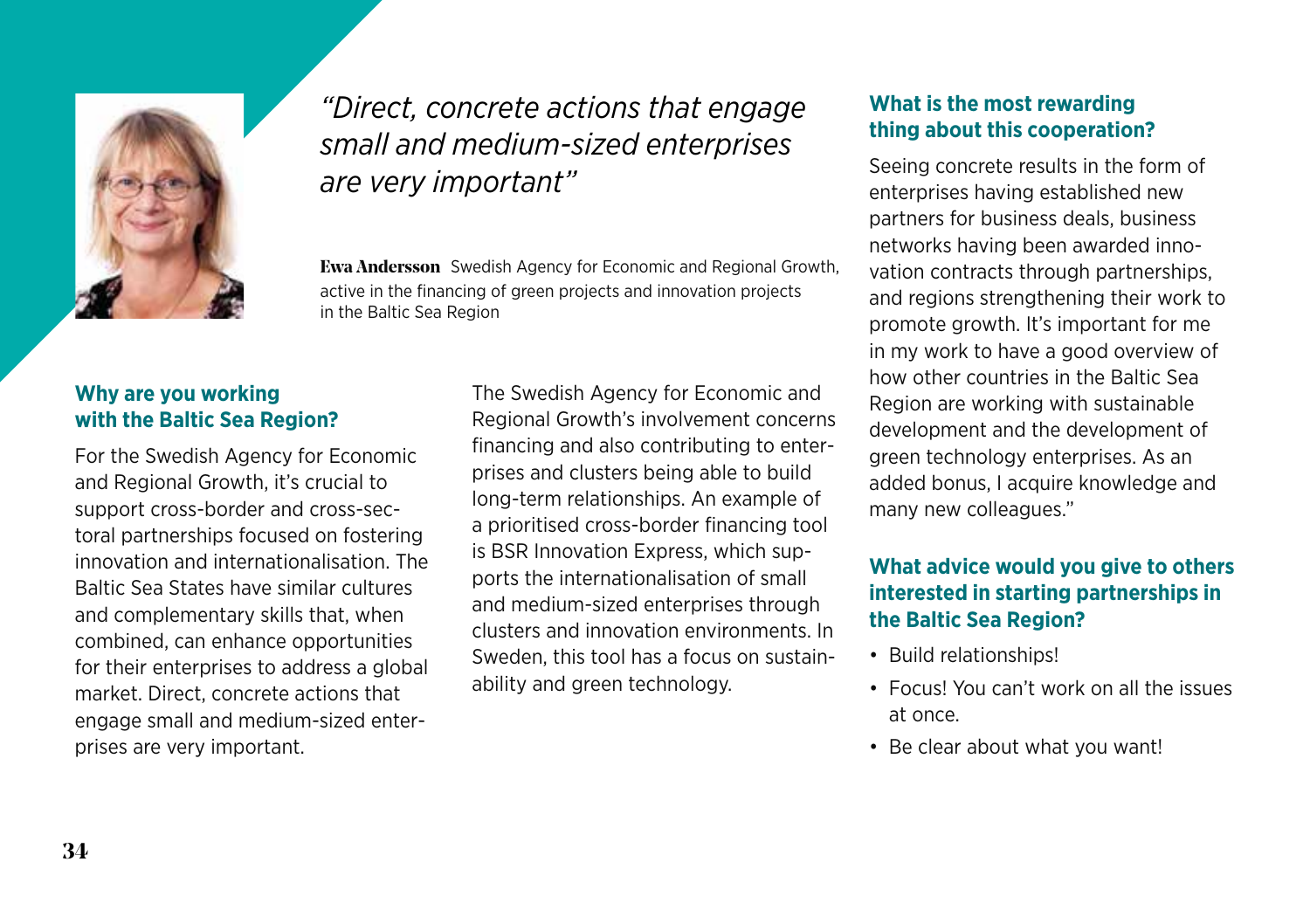*"Direct, concrete actions that engage small and medium-sized enterprises are very important"*

**Ewa Andersson** Swedish Agency for Economic and Regional Growth, active in the financing of green projects and innovation projects in the Baltic Sea Region

### Why are you working with the Baltic Sea Region?

For the Swedish Agency for Economic and Regional Growth, it's crucial to support cross-border and cross-sectoral partnerships focused on fostering innovation and internationalisation. The Baltic Sea States have similar cultures and complementary skills that, when combined, can enhance opportunities for their enterprises to address a global market. Direct, concrete actions that engage small and medium-sized enterprises are very important.

The Swedish Agency for Economic and Regional Growth's involvement concerns financing and also contributing to enterprises and clusters being able to build long-term relationships. An example of a prioritised cross-border financing tool is BSR Innovation Express, which supports the internationalisation of small and medium-sized enterprises through clusters and innovation environments. In Sweden, this tool has a focus on sustainability and green technology.

### What is the most rewarding thing about this cooperation?

Seeing concrete results in the form of enterprises having established new partners for business deals, business networks having been awarded innovation contracts through partnerships, and regions strengthening their work to promote growth. It's important for me in my work to have a good overview of how other countries in the Baltic Sea Region are working with sustainable development and the development of green technology enterprises. As an added bonus, I acquire knowledge and many new colleagues."

### What advice would you give to others interested in starting partnerships in the Baltic Sea Region?

- Build relationships!
- Focus! You can't work on all the issues at once.
- Be clear about what you want!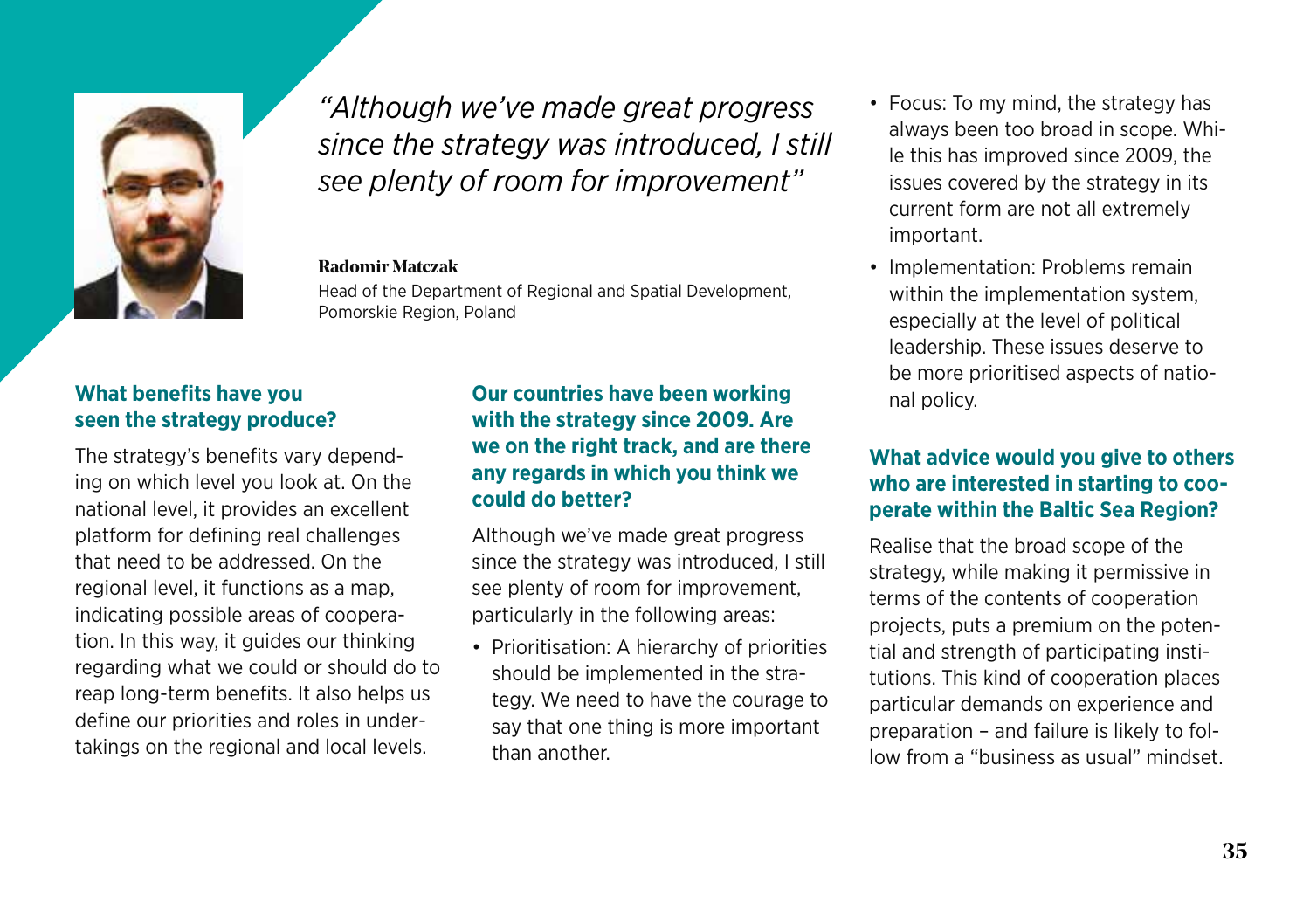*"Although we've made great progress since the strategy was introduced, I still see plenty of room for improvement"*

**Radomir Matczak**
Head of the Department of Regional and Spatial Development, Pomorskie Region, Poland

### What benefits have you seen the strategy produce?

The strategy's benefits vary depending on which level you look at. On the national level, it provides an excellent platform for defining real challenges that need to be addressed. On the regional level, it functions as a map, indicating possible areas of cooperation. In this way, it guides our thinking regarding what we could or should do to reap long-term benefits. It also helps us define our priorities and roles in undertakings on the regional and local levels.

### Our countries have been working with the strategy since 2009. Are we on the right track, and are there any regards in which you think we could do better?

Although we've made great progress since the strategy was introduced, I still see plenty of room for improvement, particularly in the following areas:

- Prioritisation: A hierarchy of priorities should be implemented in the strategy. We need to have the courage to say that one thing is more important than another.
- Focus: To my mind, the strategy has always been too broad in scope. While this has improved since 2009, the issues covered by the strategy in its current form are not all extremely important.
- Implementation: Problems remain within the implementation system, especially at the level of political leadership. These issues deserve to be more prioritised aspects of national policy.

### What advice would you give to others who are interested in starting to cooperate within the Baltic Sea Region?

Realise that the broad scope of the strategy, while making it permissive in terms of the contents of cooperation projects, puts a premium on the potential and strength of participating institutions. This kind of cooperation places particular demands on experience and preparation – and failure is likely to follow from a "business as usual" mindset.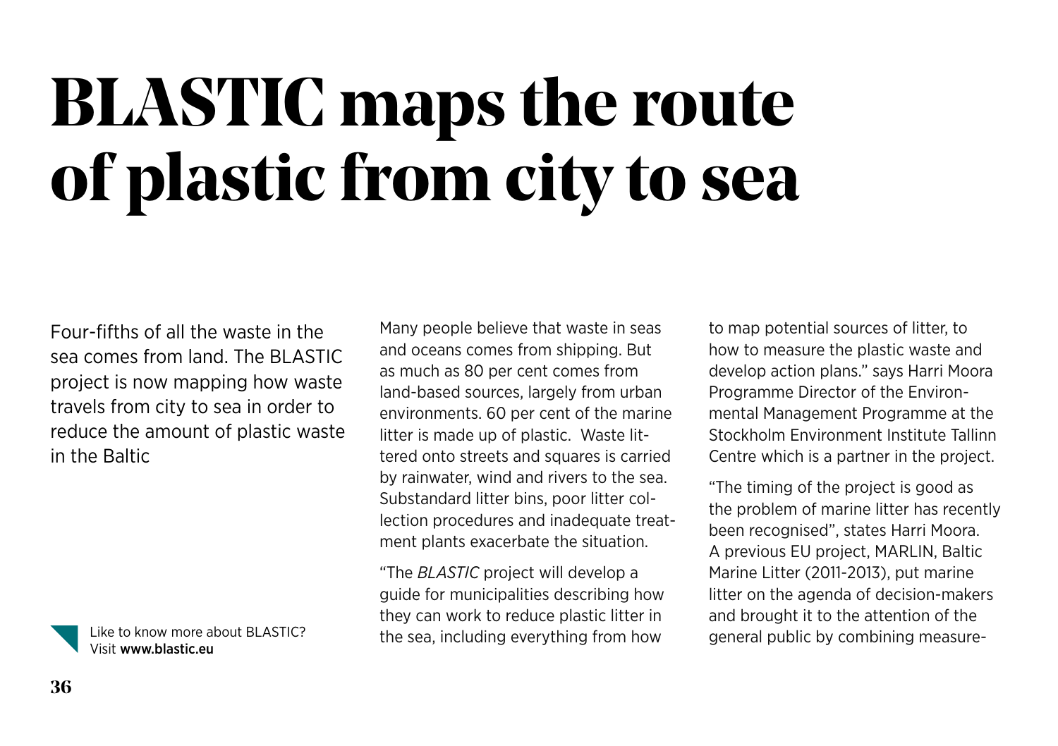# BLASTIC maps the route of plastic from city to sea

Four-fifths of all the waste in the sea comes from land. The BLASTIC project is now mapping how waste travels from city to sea in order to reduce the amount of plastic waste in the Baltic

Like to know more about BLASTIC? Visit **www.blastic.eu**

Many people believe that waste in seas and oceans comes from shipping. But as much as 80 per cent comes from land-based sources, largely from urban environments. 60 per cent of the marine litter is made up of plastic. Waste littered onto streets and squares is carried by rainwater, wind and rivers to the sea. Substandard litter bins, poor litter collection procedures and inadequate treatment plants exacerbate the situation.

"The *BLASTIC* project will develop a guide for municipalities describing how they can work to reduce plastic litter in the sea, including everything from how to map potential sources of litter, to how to measure the plastic waste and develop action plans." says Harri Moora Programme Director of the Environmental Management Programme at the Stockholm Environment Institute Tallinn Centre which is a partner in the project.

"The timing of the project is good as the problem of marine litter has recently been recognised", states Harri Moora. A previous EU project, MARLIN, Baltic Marine Litter (2011-2013), put marine litter on the agenda of decision-makers and brought it to the attention of the general public by combining measure-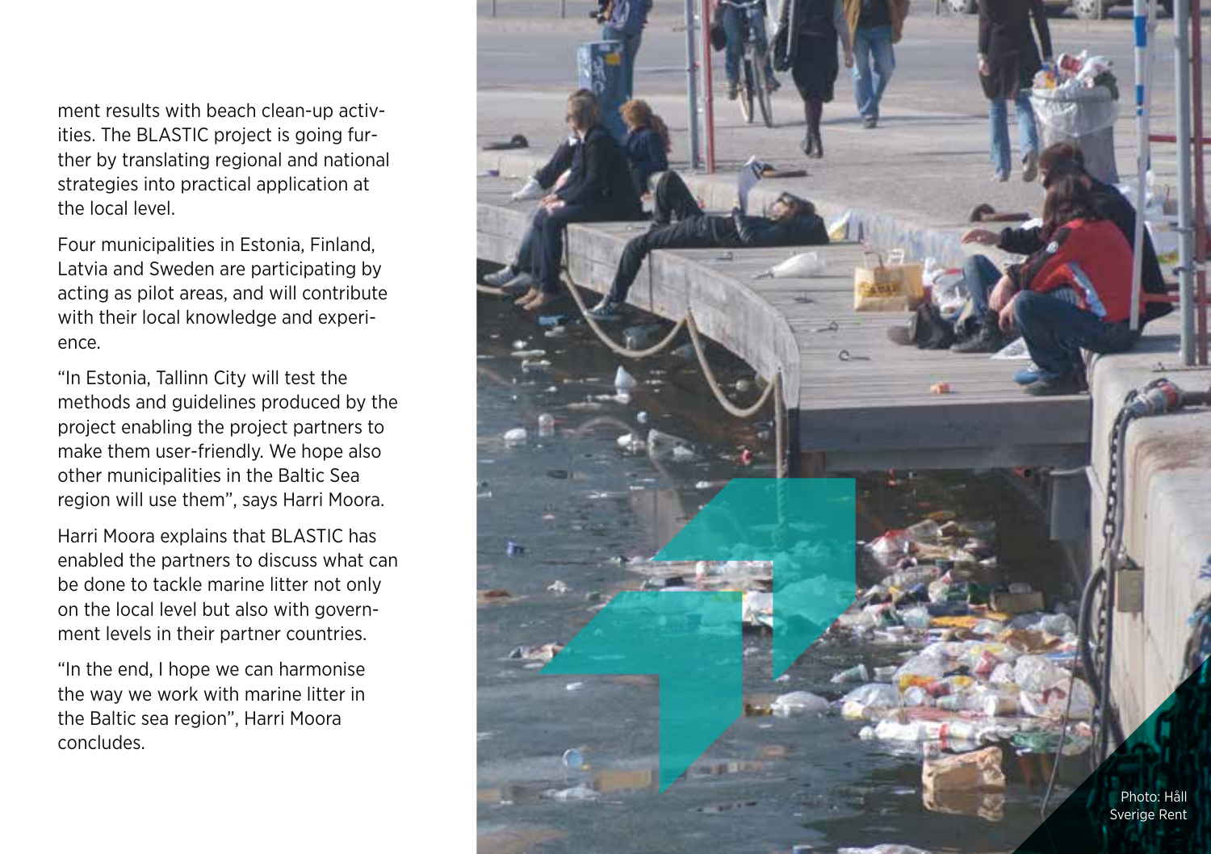ment results with beach clean-up activities. The BLASTIC project is going further by translating regional and national strategies into practical application at the local level.

Four municipalities in Estonia, Finland, Latvia and Sweden are participating by acting as pilot areas, and will contribute with their local knowledge and experience.

"In Estonia, Tallinn City will test the methods and guidelines produced by the project enabling the project partners to make them user-friendly. We hope also other municipalities in the Baltic Sea region will use them", says Harri Moora.

Harri Moora explains that BLASTIC has enabled the partners to discuss what can be done to tackle marine litter not only on the local level but also with government levels in their partner countries.

"In the end, I hope we can harmonise the way we work with marine litter in the Baltic sea region", Harri Moora concludes.

Photo: Håll Sverige Rent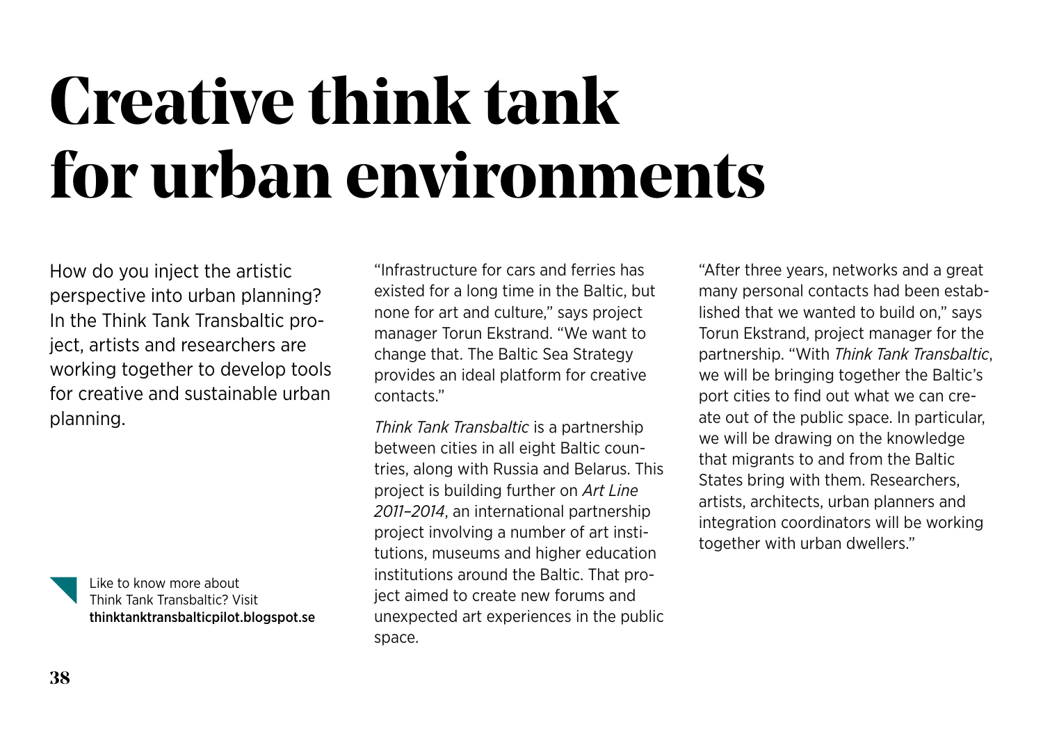# Creative think tank for urban environments

How do you inject the artistic perspective into urban planning? In the Think Tank Transbaltic project, artists and researchers are working together to develop tools for creative and sustainable urban planning.

Like to know more about Think Tank Transbaltic? Visit **thinktanktransbalticpilot.blogspot.se**

"Infrastructure for cars and ferries has existed for a long time in the Baltic, but none for art and culture," says project manager Torun Ekstrand. "We want to change that. The Baltic Sea Strategy provides an ideal platform for creative contacts."

*Think Tank Transbaltic* is a partnership between cities in all eight Baltic countries, along with Russia and Belarus. This project is building further on *Art Line 2011–2014*, an international partnership project involving a number of art institutions, museums and higher education institutions around the Baltic. That project aimed to create new forums and unexpected art experiences in the public space.

"After three years, networks and a great many personal contacts had been established that we wanted to build on," says Torun Ekstrand, project manager for the partnership. "With *Think Tank Transbaltic*, we will be bringing together the Baltic's port cities to find out what we can create out of the public space. In particular, we will be drawing on the knowledge that migrants to and from the Baltic States bring with them. Researchers, artists, architects, urban planners and integration coordinators will be working together with urban dwellers."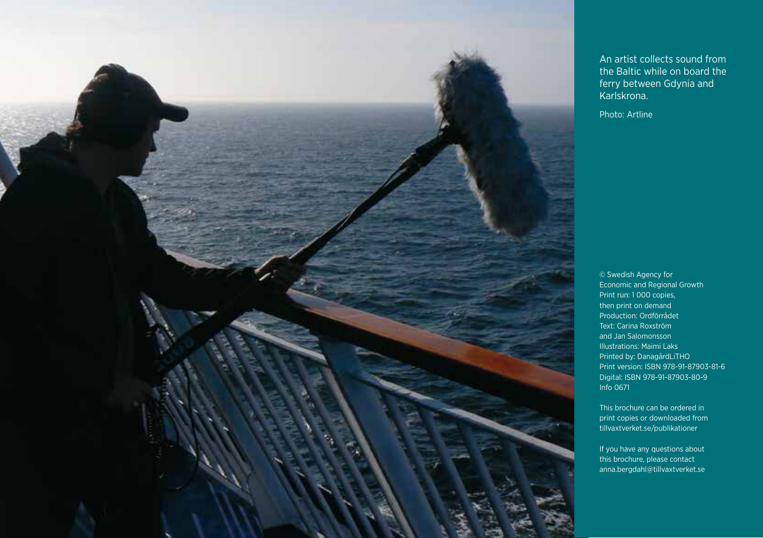An artist collects sound from the Baltic while on board the ferry between Gdynia and Karlskrona.

Photo: Artline

© Swedish Agency for Economic and Regional Growth
Print run: 1 000 copies, then print on demand
Production: Ordförrådet
Text: Carina Roxström and Jan Salomonsson
Illustrations: Maimi Laks
Printed by: DanagårdLiTHO
Print version: ISBN 978-91-87903-81-6
Digital: ISBN 978-91-87903-80-9
Info 0671

This brochure can be ordered in print copies or downloaded from tillvaxtverket.se/publikationer

If you have any questions about this brochure, please contact anna.bergdahl@tillvaxtverket.se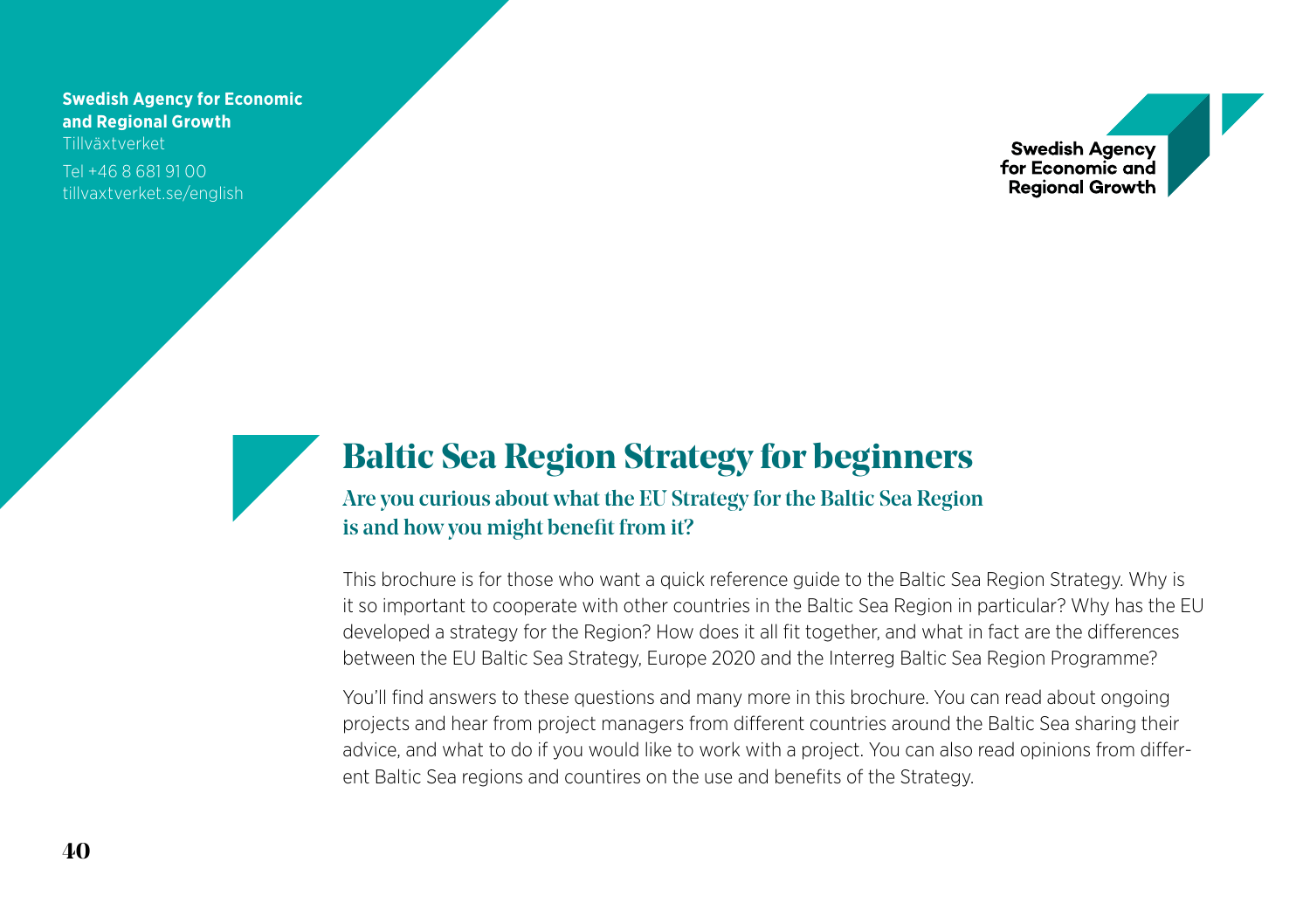**Swedish Agency for Economic and Regional Growth**
Tillväxtverket
Tel +46 8 681 91 00
tillvaxtverket.se/english

Swedish Agency for Economic and Regional Growth

# Baltic Sea Region Strategy for beginners

## Are you curious about what the EU Strategy for the Baltic Sea Region is and how you might benefit from it?

This brochure is for those who want a quick reference guide to the Baltic Sea Region Strategy. Why is it so important to cooperate with other countries in the Baltic Sea Region in particular? Why has the EU developed a strategy for the Region? How does it all fit together, and what in fact are the differences between the EU Baltic Sea Strategy, Europe 2020 and the Interreg Baltic Sea Region Programme?

You'll find answers to these questions and many more in this brochure. You can read about ongoing projects and hear from project managers from different countries around the Baltic Sea sharing their advice, and what to do if you would like to work with a project. You can also read opinions from different Baltic Sea regions and countires on the use and benefits of the Strategy.